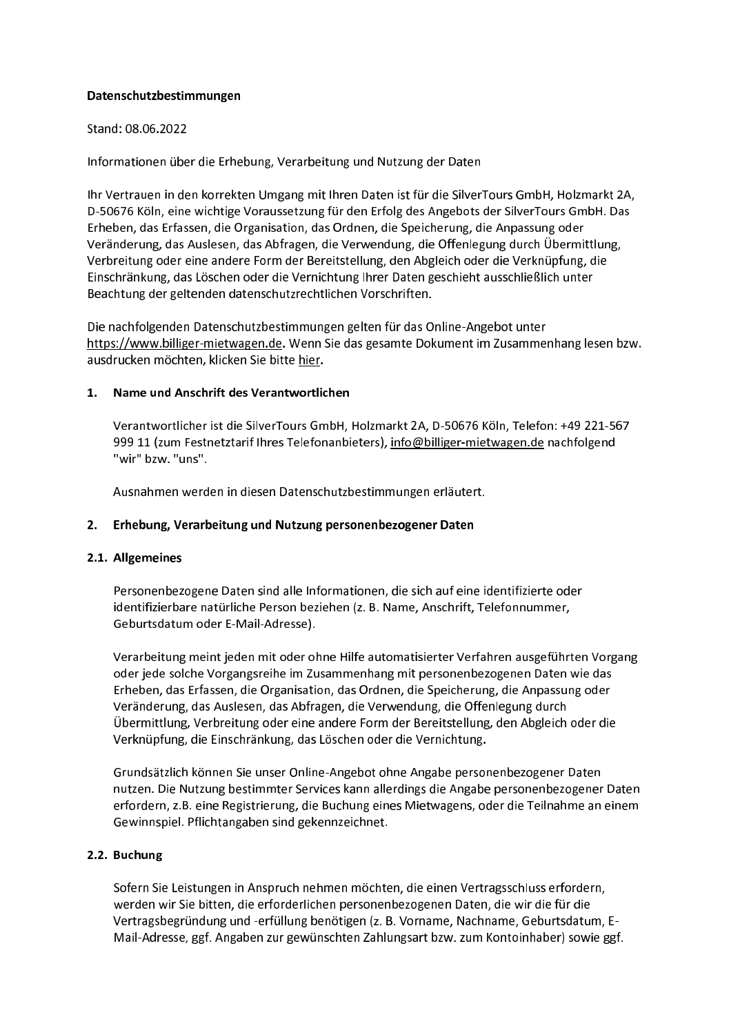**Datenschutzbestimmungen**

Stand: 08.06.2022

Informationen über die Erhebung, Verarbeitung und Nutzung der Daten

Ihr Vertrauen in den korrekten Umgang mit Ihren Daten ist für die SilverTours GmbH, Holzmarkt 2A, D-50676 Köln, eine wichtige Voraussetzung für den Erfolg des Angebots der SilverTours GmbH. Das Erheben, das Erfassen, die Organisation, das Ordnen, die Speicherung, die Anpassung oder Veränderung, das Auslesen, das Abfragen, die Verwendung, die Offenlegung durch Übermittlung, Verbreitung oder eine andere Form der Bereitstellung, den Abgleich oder die Verknüpfung, die Einschränkung, das Löschen oder die Vernichtung Ihrer Daten geschieht ausschließlich unter Beachtung der geltenden datenschutzrechtlichen Vorschriften.

Die nachfolgenden Datenschutzbestimmungen gelten für das Online-Angebot unter https://www.billiger-mietwagen.de. Wenn Sie das gesamte Dokument im Zusammenhang lesen bzw. ausdrucken möchten, klicken Sie bitte hier.

## 1. Name und Anschrift des Verantwortlichen

Verantwortlicher ist die SilverTours GmbH, Holzmarkt 2A, D-50676 Köln, Telefon: +49 221-567 999 11 (zum Festnetztarif Ihres Telefonanbieters), info@billiger-mietwagen.de nachfolgend "wir" bzw. "uns".

Ausnahmen werden in diesen Datenschutzbestimmungen erläutert.

## 2. Erhebung, Verarbeitung und Nutzung personenbezogener Daten

### 2.1. Allgemeines

Personenbezogene Daten sind alle Informationen, die sich auf eine identifizierte oder identifizierbare natürliche Person beziehen (z. B. Name, Anschrift, Telefonnummer, Geburtsdatum oder E-Mail-Adresse).

Verarbeitung meint jeden mit oder ohne Hilfe automatisierter Verfahren ausgeführten Vorgang oder jede solche Vorgangsreihe im Zusammenhang mit personenbezogenen Daten wie das Erheben, das Erfassen, die Organisation, das Ordnen, die Speicherung, die Anpassung oder Veränderung, das Auslesen, das Abfragen, die Verwendung, die Offenlegung durch Übermittlung, Verbreitung oder eine andere Form der Bereitstellung, den Abgleich oder die Verknüpfung, die Einschränkung, das Löschen oder die Vernichtung.

Grundsätzlich können Sie unser Online-Angebot ohne Angabe personenbezogener Daten nutzen. Die Nutzung bestimmter Services kann allerdings die Angabe personenbezogener Daten erfordern, z.B. eine Registrierung, die Buchung eines Mietwagens, oder die Teilnahme an einem Gewinnspiel. Pflichtangaben sind gekennzeichnet.

### 2.2. Buchung

Sofern Sie Leistungen in Anspruch nehmen möchten, die einen Vertragsschluss erfordern, werden wir Sie bitten, die erforderlichen personenbezogenen Daten, die wir die für die Vertragsbegründung und -erfüllung benötigen (z. B. Vorname, Nachname, Geburtsdatum, E-Mail-Adresse, ggf. Angaben zur gewünschten Zahlungsart bzw. zum Kontoinhaber) sowie ggf.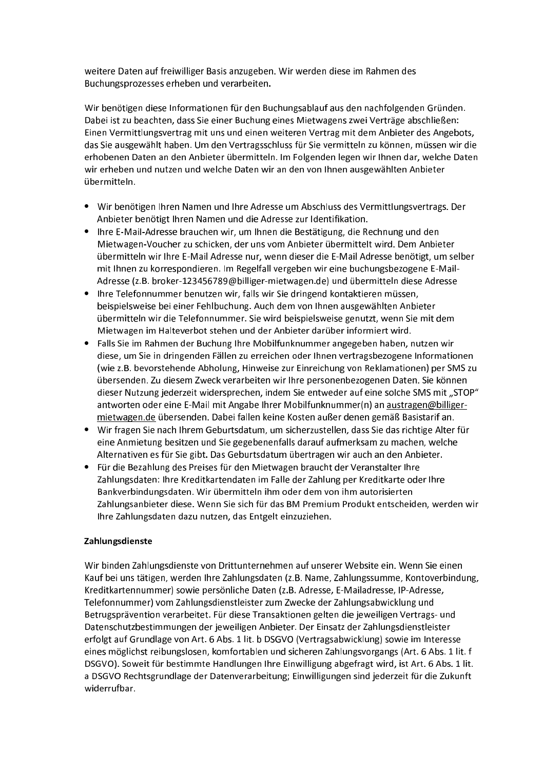weitere Daten auf freiwilliger Basis anzugeben. Wir werden diese im Rahmen des Buchungsprozesses erheben und verarbeiten.

Wir benötigen diese Informationen für den Buchungsablauf aus den nachfolgenden Gründen. Dabei ist zu beachten, dass Sie einer Buchung eines Mietwagens zwei Verträge abschließen: Einen Vermittlungsvertrag mit uns und einen weiteren Vertrag mit dem Anbieter des Angebots, das Sie ausgewählt haben. Um den Vertragsschluss für Sie vermitteln zu können, müssen wir die erhobenen Daten an den Anbieter übermitteln. Im Folgenden legen wir Ihnen dar, welche Daten wir erheben und nutzen und welche Daten wir an den von Ihnen ausgewählten Anbieter übermitteln.

- Wir benötigen Ihren Namen und Ihre Adresse um Abschluss des Vermittlungsvertrags. Der Anbieter benötigt Ihren Namen und die Adresse zur Identifikation.
- Ihre E-Mail-Adresse brauchen wir, um Ihnen die Bestätigung, die Rechnung und den Mietwagen-Voucher zu schicken, der uns vom Anbieter übermittelt wird. Dem Anbieter übermitteln wir Ihre E-Mail Adresse nur, wenn dieser die E-Mail Adresse benötigt, um selber mit Ihnen zu korrespondieren. Im Regelfall vergeben wir eine buchungsbezogene E-Mail-Adresse (z.B. broker-123456789@billiger-mietwagen.de) und übermitteln diese Adresse
- Ihre Telefonnummer benutzen wir, falls wir Sie dringend kontaktieren müssen, beispielsweise bei einer Fehlbuchung. Auch dem von Ihnen ausgewählten Anbieter übermitteln wir die Telefonnummer. Sie wird beispielsweise genutzt, wenn Sie mit dem Mietwagen im Halteverbot stehen und der Anbieter darüber informiert wird.
- Falls Sie im Rahmen der Buchung Ihre Mobilfunknummer angegeben haben, nutzen wir diese, um Sie in dringenden Fällen zu erreichen oder Ihnen vertragsbezogene Informationen (wie z.B. bevorstehende Abholung, Hinweise zur Einreichung von Reklamationen) per SMS zu übersenden. Zu diesem Zweck verarbeiten wir Ihre personenbezogenen Daten. Sie können dieser Nutzung jederzeit widersprechen, indem Sie entweder auf eine solche SMS mit „STOP" antworten oder eine E-Mail mit Angabe Ihrer Mobilfunknummer(n) an austragen@billiger-mietwagen.de übersenden. Dabei fallen keine Kosten außer denen gemäß Basistarif an.
- Wir fragen Sie nach Ihrem Geburtsdatum, um sicherzustellen, dass Sie das richtige Alter für eine Anmietung besitzen und Sie gegebenenfalls darauf aufmerksam zu machen, welche Alternativen es für Sie gibt. Das Geburtsdatum übertragen wir auch an den Anbieter.
- Für die Bezahlung des Preises für den Mietwagen braucht der Veranstalter Ihre Zahlungsdaten: Ihre Kreditkartendaten im Falle der Zahlung per Kreditkarte oder Ihre Bankverbindungsdaten. Wir übermitteln ihm oder dem von ihm autorisierten Zahlungsanbieter diese. Wenn Sie sich für das BM Premium Produkt entscheiden, werden wir Ihre Zahlungsdaten dazu nutzen, das Entgelt einzuziehen.

**Zahlungsdienste**

Wir binden Zahlungsdienste von Drittunternehmen auf unserer Website ein. Wenn Sie einen Kauf bei uns tätigen, werden Ihre Zahlungsdaten (z.B. Name, Zahlungssumme, Kontoverbindung, Kreditkartennummer) sowie persönliche Daten (z.B. Adresse, E-Mailadresse, IP-Adresse, Telefonnummer) vom Zahlungsdienstleister zum Zwecke der Zahlungsabwicklung und Betrugsprävention verarbeitet. Für diese Transaktionen gelten die jeweiligen Vertrags- und Datenschutzbestimmungen der jeweiligen Anbieter. Der Einsatz der Zahlungsdienstleister erfolgt auf Grundlage von Art. 6 Abs. 1 lit. b DSGVO (Vertragsabwicklung) sowie im Interesse eines möglichst reibungslosen, komfortablen und sicheren Zahlungsvorgangs (Art. 6 Abs. 1 lit. f DSGVO). Soweit für bestimmte Handlungen Ihre Einwilligung abgefragt wird, ist Art. 6 Abs. 1 lit. a DSGVO Rechtsgrundlage der Datenverarbeitung; Einwilligungen sind jederzeit für die Zukunft widerrufbar.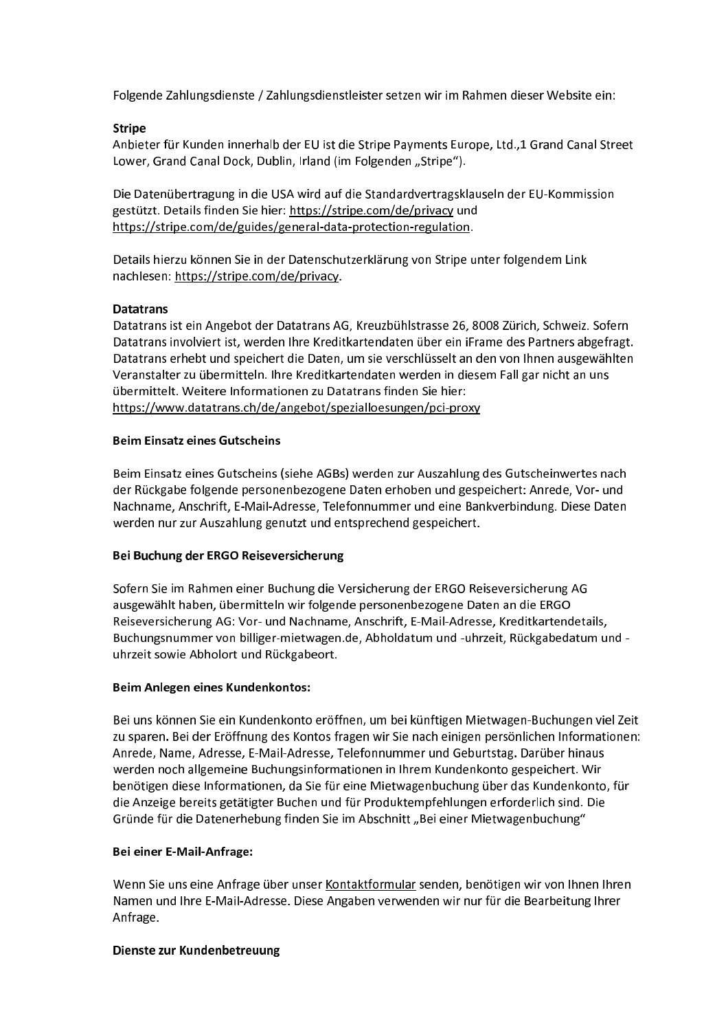Folgende Zahlungsdienste / Zahlungsdienstleister setzen wir im Rahmen dieser Website ein:

**Stripe**
Anbieter für Kunden innerhalb der EU ist die Stripe Payments Europe, Ltd.,1 Grand Canal Street Lower, Grand Canal Dock, Dublin, Irland (im Folgenden „Stripe").

Die Datenübertragung in die USA wird auf die Standardvertragsklauseln der EU-Kommission gestützt. Details finden Sie hier: https://stripe.com/de/privacy und https://stripe.com/de/guides/general-data-protection-regulation.

Details hierzu können Sie in der Datenschutzerklärung von Stripe unter folgendem Link nachlesen: https://stripe.com/de/privacy.

**Datatrans**
Datatrans ist ein Angebot der Datatrans AG, Kreuzbühlstrasse 26, 8008 Zürich, Schweiz. Sofern Datatrans involviert ist, werden Ihre Kreditkartendaten über ein iFrame des Partners abgefragt. Datatrans erhebt und speichert die Daten, um sie verschlüsselt an den von Ihnen ausgewählten Veranstalter zu übermitteln. Ihre Kreditkartendaten werden in diesem Fall gar nicht an uns übermittelt. Weitere Informationen zu Datatrans finden Sie hier: https://www.datatrans.ch/de/angebot/spezialloesungen/pci-proxy

**Beim Einsatz eines Gutscheins**

Beim Einsatz eines Gutscheins (siehe AGBs) werden zur Auszahlung des Gutscheinwertes nach der Rückgabe folgende personenbezogene Daten erhoben und gespeichert: Anrede, Vor- und Nachname, Anschrift, E-Mail-Adresse, Telefonnummer und eine Bankverbindung. Diese Daten werden nur zur Auszahlung genutzt und entsprechend gespeichert.

**Bei Buchung der ERGO Reiseversicherung**

Sofern Sie im Rahmen einer Buchung die Versicherung der ERGO Reiseversicherung AG ausgewählt haben, übermitteln wir folgende personenbezogene Daten an die ERGO Reiseversicherung AG: Vor- und Nachname, Anschrift, E-Mail-Adresse, Kreditkartendetails, Buchungsnummer von billiger-mietwagen.de, Abholdatum und -uhrzeit, Rückgabedatum und -uhrzeit sowie Abholort und Rückgabeort.

**Beim Anlegen eines Kundenkontos:**

Bei uns können Sie ein Kundenkonto eröffnen, um bei künftigen Mietwagen-Buchungen viel Zeit zu sparen. Bei der Eröffnung des Kontos fragen wir Sie nach einigen persönlichen Informationen: Anrede, Name, Adresse, E-Mail-Adresse, Telefonnummer und Geburtstag. Darüber hinaus werden noch allgemeine Buchungsinformationen in Ihrem Kundenkonto gespeichert. Wir benötigen diese Informationen, da Sie für eine Mietwagenbuchung über das Kundenkonto, für die Anzeige bereits getätigter Buchen und für Produktempfehlungen erforderlich sind. Die Gründe für die Datenerhebung finden Sie im Abschnitt „Bei einer Mietwagenbuchung"

**Bei einer E-Mail-Anfrage:**

Wenn Sie uns eine Anfrage über unser Kontaktformular senden, benötigen wir von Ihnen Ihren Namen und Ihre E-Mail-Adresse. Diese Angaben verwenden wir nur für die Bearbeitung Ihrer Anfrage.

**Dienste zur Kundenbetreuung**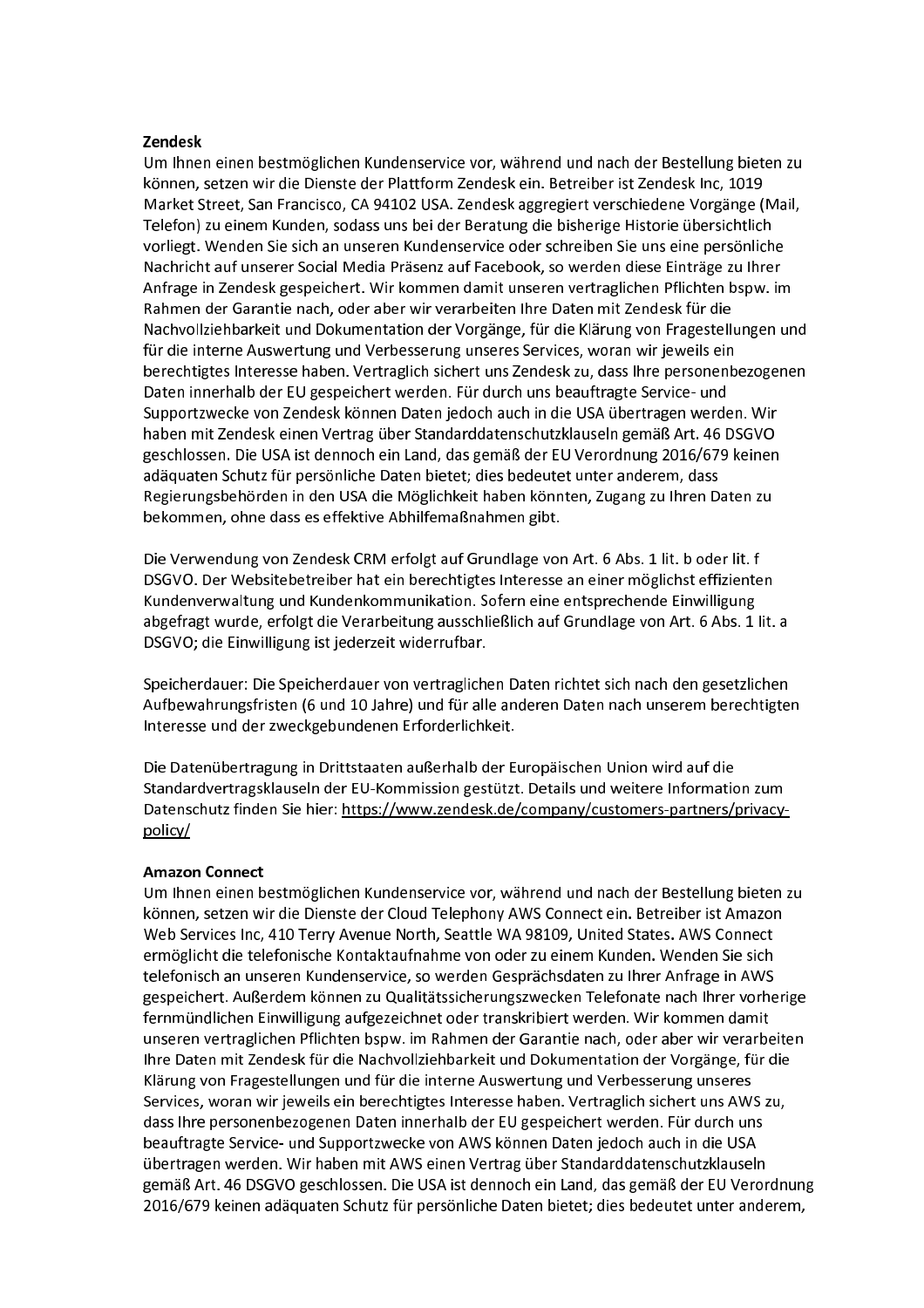**Zendesk**

Um Ihnen einen bestmöglichen Kundenservice vor, während und nach der Bestellung bieten zu können, setzen wir die Dienste der Plattform Zendesk ein. Betreiber ist Zendesk Inc, 1019 Market Street, San Francisco, CA 94102 USA. Zendesk aggregiert verschiedene Vorgänge (Mail, Telefon) zu einem Kunden, sodass uns bei der Beratung die bisherige Historie übersichtlich vorliegt. Wenden Sie sich an unseren Kundenservice oder schreiben Sie uns eine persönliche Nachricht auf unserer Social Media Präsenz auf Facebook, so werden diese Einträge zu Ihrer Anfrage in Zendesk gespeichert. Wir kommen damit unseren vertraglichen Pflichten bspw. im Rahmen der Garantie nach, oder aber wir verarbeiten Ihre Daten mit Zendesk für die Nachvollziehbarkeit und Dokumentation der Vorgänge, für die Klärung von Fragestellungen und für die interne Auswertung und Verbesserung unseres Services, woran wir jeweils ein berechtigtes Interesse haben. Vertraglich sichert uns Zendesk zu, dass Ihre personenbezogenen Daten innerhalb der EU gespeichert werden. Für durch uns beauftragte Service- und Supportzwecke von Zendesk können Daten jedoch auch in die USA übertragen werden. Wir haben mit Zendesk einen Vertrag über Standarddatenschutzklauseln gemäß Art. 46 DSGVO geschlossen. Die USA ist dennoch ein Land, das gemäß der EU Verordnung 2016/679 keinen adäquaten Schutz für persönliche Daten bietet; dies bedeutet unter anderem, dass Regierungsbehörden in den USA die Möglichkeit haben könnten, Zugang zu Ihren Daten zu bekommen, ohne dass es effektive Abhilfemaßnahmen gibt.

Die Verwendung von Zendesk CRM erfolgt auf Grundlage von Art. 6 Abs. 1 lit. b oder lit. f DSGVO. Der Websitebetreiber hat ein berechtigtes Interesse an einer möglichst effizienten Kundenverwaltung und Kundenkommunikation. Sofern eine entsprechende Einwilligung abgefragt wurde, erfolgt die Verarbeitung ausschließlich auf Grundlage von Art. 6 Abs. 1 lit. a DSGVO; die Einwilligung ist jederzeit widerrufbar.

Speicherdauer: Die Speicherdauer von vertraglichen Daten richtet sich nach den gesetzlichen Aufbewahrungsfristen (6 und 10 Jahre) und für alle anderen Daten nach unserem berechtigten Interesse und der zweckgebundenen Erforderlichkeit.

Die Datenübertragung in Drittstaaten außerhalb der Europäischen Union wird auf die Standardvertragsklauseln der EU-Kommission gestützt. Details und weitere Information zum Datenschutz finden Sie hier: https://www.zendesk.de/company/customers-partners/privacy-policy/

**Amazon Connect**

Um Ihnen einen bestmöglichen Kundenservice vor, während und nach der Bestellung bieten zu können, setzen wir die Dienste der Cloud Telephony AWS Connect ein. Betreiber ist Amazon Web Services Inc, 410 Terry Avenue North, Seattle WA 98109, United States. AWS Connect ermöglicht die telefonische Kontaktaufnahme von oder zu einem Kunden. Wenden Sie sich telefonisch an unseren Kundenservice, so werden Gesprächsdaten zu Ihrer Anfrage in AWS gespeichert. Außerdem können zu Qualitätssicherungszwecken Telefonate nach Ihrer vorherige fernmündlichen Einwilligung aufgezeichnet oder transkribiert werden. Wir kommen damit unseren vertraglichen Pflichten bspw. im Rahmen der Garantie nach, oder aber wir verarbeiten Ihre Daten mit Zendesk für die Nachvollziehbarkeit und Dokumentation der Vorgänge, für die Klärung von Fragestellungen und für die interne Auswertung und Verbesserung unseres Services, woran wir jeweils ein berechtigtes Interesse haben. Vertraglich sichert uns AWS zu, dass Ihre personenbezogenen Daten innerhalb der EU gespeichert werden. Für durch uns beauftragte Service- und Supportzwecke von AWS können Daten jedoch auch in die USA übertragen werden. Wir haben mit AWS einen Vertrag über Standarddatenschutzklauseln gemäß Art. 46 DSGVO geschlossen. Die USA ist dennoch ein Land, das gemäß der EU Verordnung 2016/679 keinen adäquaten Schutz für persönliche Daten bietet; dies bedeutet unter anderem,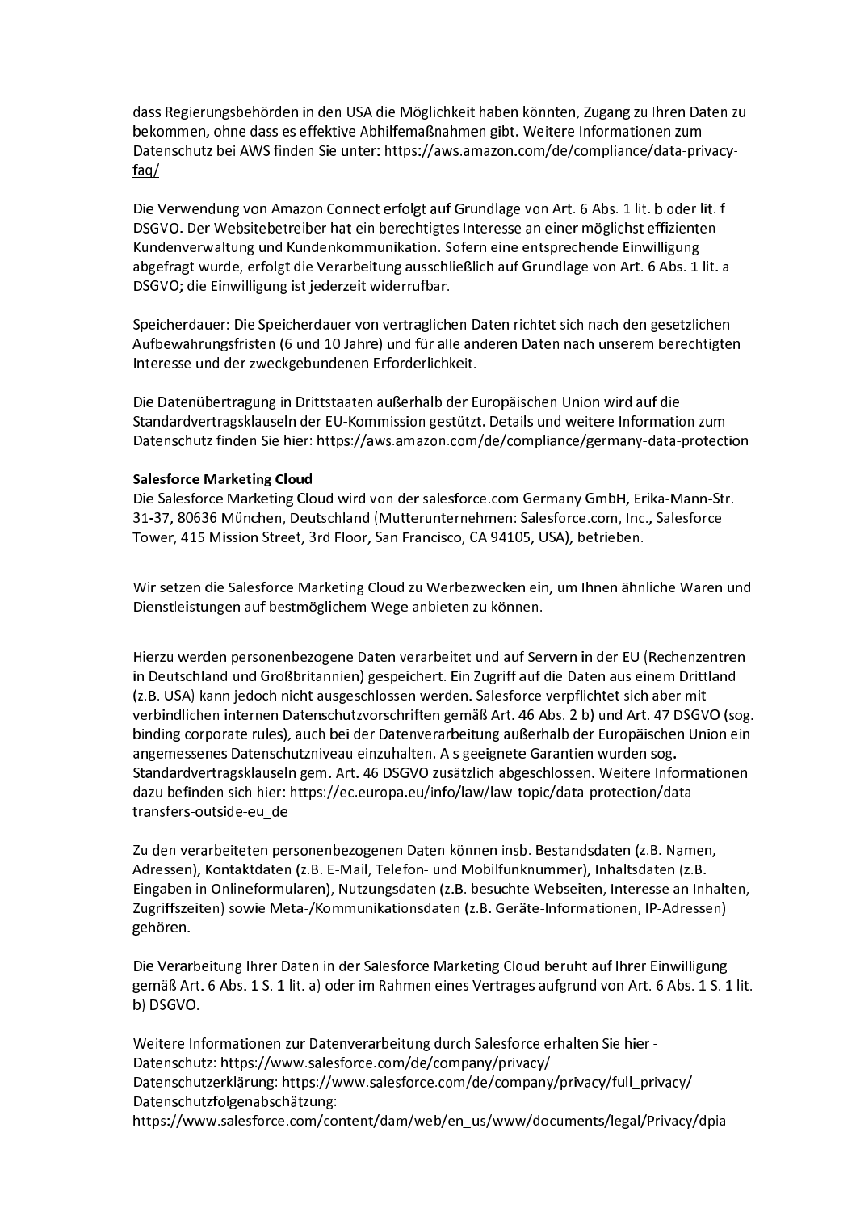dass Regierungsbehörden in den USA die Möglichkeit haben könnten, Zugang zu Ihren Daten zu bekommen, ohne dass es effektive Abhilfemaßnahmen gibt. Weitere Informationen zum Datenschutz bei AWS finden Sie unter: https://aws.amazon.com/de/compliance/data-privacy-faq/

Die Verwendung von Amazon Connect erfolgt auf Grundlage von Art. 6 Abs. 1 lit. b oder lit. f DSGVO. Der Websitebetreiber hat ein berechtigtes Interesse an einer möglichst effizienten Kundenverwaltung und Kundenkommunikation. Sofern eine entsprechende Einwilligung abgefragt wurde, erfolgt die Verarbeitung ausschließlich auf Grundlage von Art. 6 Abs. 1 lit. a DSGVO; die Einwilligung ist jederzeit widerrufbar.

Speicherdauer: Die Speicherdauer von vertraglichen Daten richtet sich nach den gesetzlichen Aufbewahrungsfristen (6 und 10 Jahre) und für alle anderen Daten nach unserem berechtigten Interesse und der zweckgebundenen Erforderlichkeit.

Die Datenübertragung in Drittstaaten außerhalb der Europäischen Union wird auf die Standardvertragsklauseln der EU-Kommission gestützt. Details und weitere Information zum Datenschutz finden Sie hier: https://aws.amazon.com/de/compliance/germany-data-protection

**Salesforce Marketing Cloud**

Die Salesforce Marketing Cloud wird von der salesforce.com Germany GmbH, Erika-Mann-Str. 31-37, 80636 München, Deutschland (Mutterunternehmen: Salesforce.com, Inc., Salesforce Tower, 415 Mission Street, 3rd Floor, San Francisco, CA 94105, USA), betrieben.

Wir setzen die Salesforce Marketing Cloud zu Werbezwecken ein, um Ihnen ähnliche Waren und Dienstleistungen auf bestmöglichem Wege anbieten zu können.

Hierzu werden personenbezogene Daten verarbeitet und auf Servern in der EU (Rechenzentren in Deutschland und Großbritannien) gespeichert. Ein Zugriff auf die Daten aus einem Drittland (z.B. USA) kann jedoch nicht ausgeschlossen werden. Salesforce verpflichtet sich aber mit verbindlichen internen Datenschutzvorschriften gemäß Art. 46 Abs. 2 b) und Art. 47 DSGVO (sog. binding corporate rules), auch bei der Datenverarbeitung außerhalb der Europäischen Union ein angemessenes Datenschutzniveau einzuhalten. Als geeignete Garantien wurden sog. Standardvertragsklauseln gem. Art. 46 DSGVO zusätzlich abgeschlossen. Weitere Informationen dazu befinden sich hier: https://ec.europa.eu/info/law/law-topic/data-protection/data-transfers-outside-eu_de

Zu den verarbeiteten personenbezogenen Daten können insb. Bestandsdaten (z.B. Namen, Adressen), Kontaktdaten (z.B. E-Mail, Telefon- und Mobilfunknummer), Inhaltsdaten (z.B. Eingaben in Onlineformularen), Nutzungsdaten (z.B. besuchte Webseiten, Interesse an Inhalten, Zugriffszeiten) sowie Meta-/Kommunikationsdaten (z.B. Geräte-Informationen, IP-Adressen) gehören.

Die Verarbeitung Ihrer Daten in der Salesforce Marketing Cloud beruht auf Ihrer Einwilligung gemäß Art. 6 Abs. 1 S. 1 lit. a) oder im Rahmen eines Vertrages aufgrund von Art. 6 Abs. 1 S. 1 lit. b) DSGVO.

Weitere Informationen zur Datenverarbeitung durch Salesforce erhalten Sie hier -
Datenschutz: https://www.salesforce.com/de/company/privacy/
Datenschutzerklärung: https://www.salesforce.com/de/company/privacy/full_privacy/
Datenschutzfolgenabschätzung:
https://www.salesforce.com/content/dam/web/en_us/www/documents/legal/Privacy/dpia-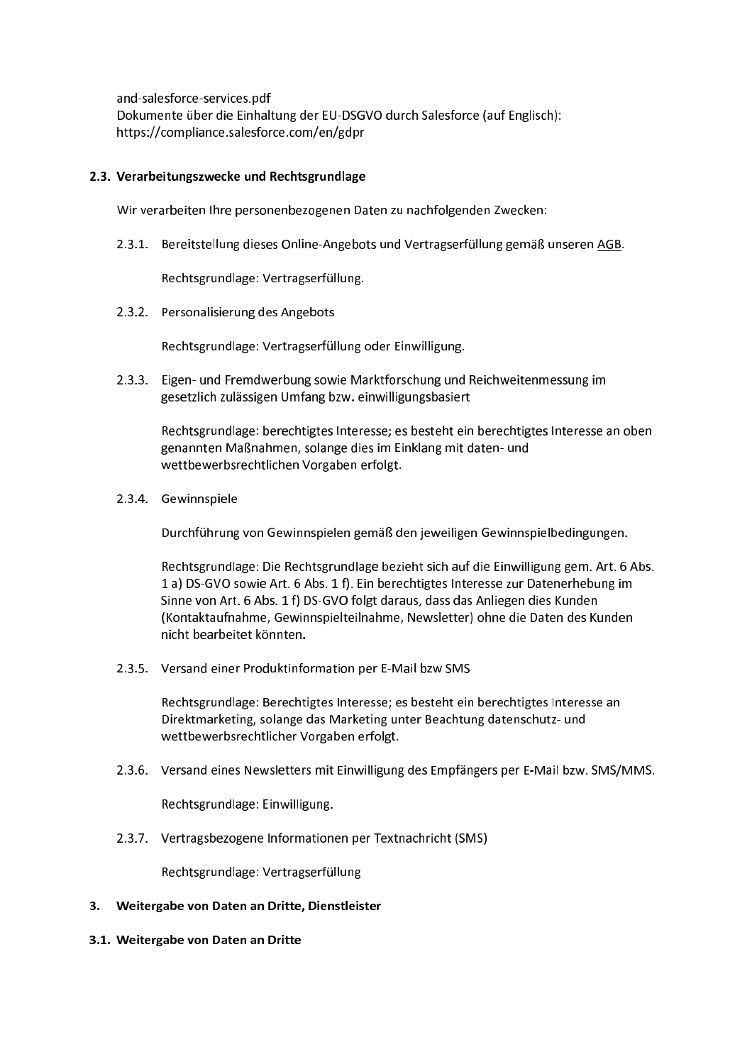and-salesforce-services.pdf
Dokumente über die Einhaltung der EU-DSGVO durch Salesforce (auf Englisch):
https://compliance.salesforce.com/en/gdpr

### 2.3. Verarbeitungszwecke und Rechtsgrundlage

Wir verarbeiten Ihre personenbezogenen Daten zu nachfolgenden Zwecken:

2.3.1. Bereitstellung dieses Online-Angebots und Vertragserfüllung gemäß unseren AGB.

Rechtsgrundlage: Vertragserfüllung.

2.3.2. Personalisierung des Angebots

Rechtsgrundlage: Vertragserfüllung oder Einwilligung.

2.3.3. Eigen- und Fremdwerbung sowie Marktforschung und Reichweitenmessung im gesetzlich zulässigen Umfang bzw. einwilligungsbasiert

Rechtsgrundlage: berechtigtes Interesse; es besteht ein berechtigtes Interesse an oben genannten Maßnahmen, solange dies im Einklang mit daten- und wettbewerbsrechtlichen Vorgaben erfolgt.

2.3.4. Gewinnspiele

Durchführung von Gewinnspielen gemäß den jeweiligen Gewinnspielbedingungen.

Rechtsgrundlage: Die Rechtsgrundlage bezieht sich auf die Einwilligung gem. Art. 6 Abs. 1 a) DS-GVO sowie Art. 6 Abs. 1 f). Ein berechtigtes Interesse zur Datenerhebung im Sinne von Art. 6 Abs. 1 f) DS-GVO folgt daraus, dass das Anliegen dies Kunden (Kontaktaufnahme, Gewinnspielteilnahme, Newsletter) ohne die Daten des Kunden nicht bearbeitet könnten.

2.3.5. Versand einer Produktinformation per E-Mail bzw SMS

Rechtsgrundlage: Berechtigtes Interesse; es besteht ein berechtigtes Interesse an Direktmarketing, solange das Marketing unter Beachtung datenschutz- und wettbewerbsrechtlicher Vorgaben erfolgt.

2.3.6. Versand eines Newsletters mit Einwilligung des Empfängers per E-Mail bzw. SMS/MMS.

Rechtsgrundlage: Einwilligung.

2.3.7. Vertragsbezogene Informationen per Textnachricht (SMS)

Rechtsgrundlage: Vertragserfüllung

## 3. Weitergabe von Daten an Dritte, Dienstleister

### 3.1. Weitergabe von Daten an Dritte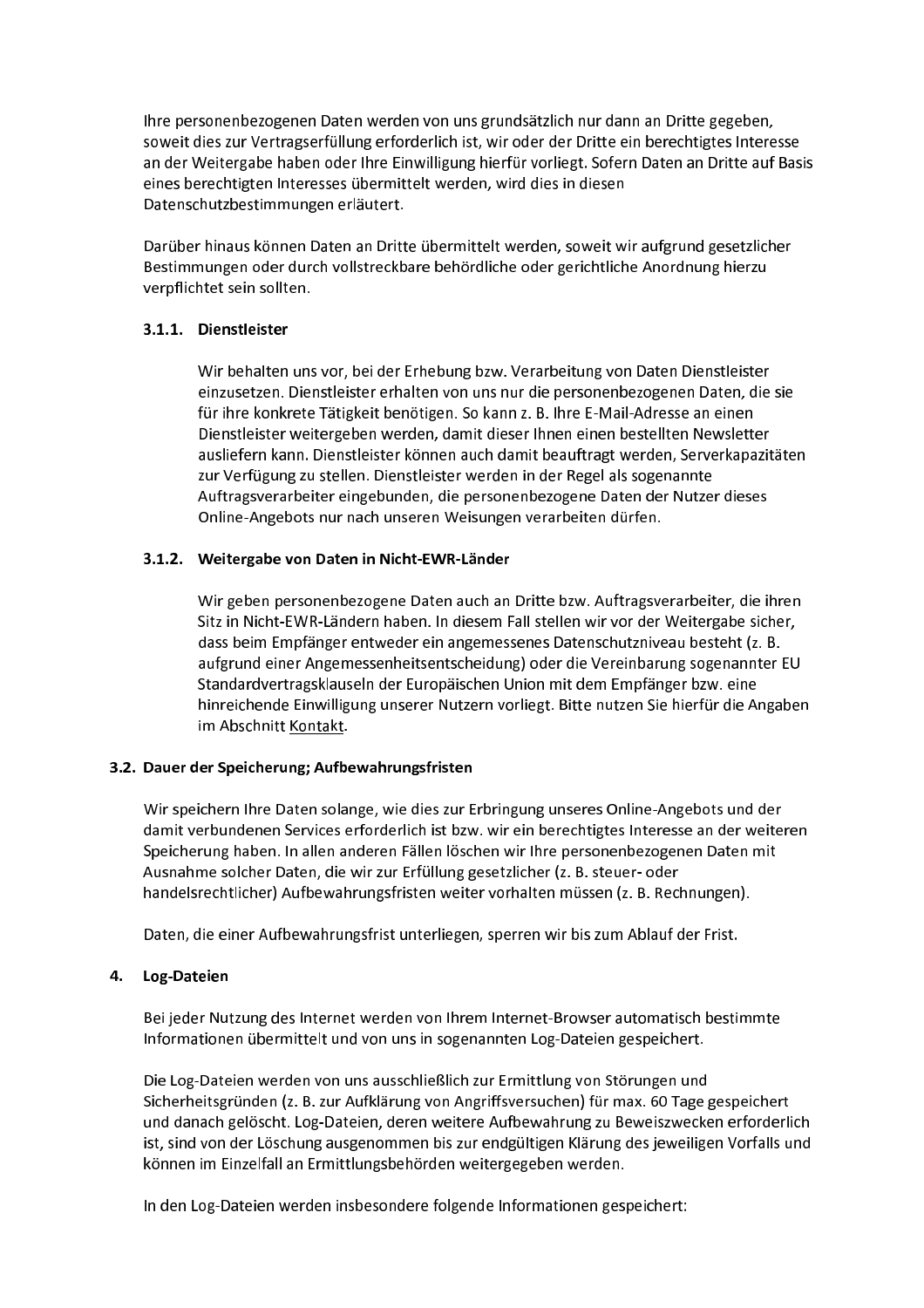Ihre personenbezogenen Daten werden von uns grundsätzlich nur dann an Dritte gegeben, soweit dies zur Vertragserfüllung erforderlich ist, wir oder der Dritte ein berechtigtes Interesse an der Weitergabe haben oder Ihre Einwilligung hierfür vorliegt. Sofern Daten an Dritte auf Basis eines berechtigten Interesses übermittelt werden, wird dies in diesen Datenschutzbestimmungen erläutert.

Darüber hinaus können Daten an Dritte übermittelt werden, soweit wir aufgrund gesetzlicher Bestimmungen oder durch vollstreckbare behördliche oder gerichtliche Anordnung hierzu verpflichtet sein sollten.

#### 3.1.1. Dienstleister

Wir behalten uns vor, bei der Erhebung bzw. Verarbeitung von Daten Dienstleister einzusetzen. Dienstleister erhalten von uns nur die personenbezogenen Daten, die sie für ihre konkrete Tätigkeit benötigen. So kann z. B. Ihre E-Mail-Adresse an einen Dienstleister weitergeben werden, damit dieser Ihnen einen bestellten Newsletter ausliefern kann. Dienstleister können auch damit beauftragt werden, Serverkapazitäten zur Verfügung zu stellen. Dienstleister werden in der Regel als sogenannte Auftragsverarbeiter eingebunden, die personenbezogene Daten der Nutzer dieses Online-Angebots nur nach unseren Weisungen verarbeiten dürfen.

#### 3.1.2. Weitergabe von Daten in Nicht-EWR-Länder

Wir geben personenbezogene Daten auch an Dritte bzw. Auftragsverarbeiter, die ihren Sitz in Nicht-EWR-Ländern haben. In diesem Fall stellen wir vor der Weitergabe sicher, dass beim Empfänger entweder ein angemessenes Datenschutzniveau besteht (z. B. aufgrund einer Angemessenheitsentscheidung) oder die Vereinbarung sogenannter EU Standardvertragsklauseln der Europäischen Union mit dem Empfänger bzw. eine hinreichende Einwilligung unserer Nutzern vorliegt. Bitte nutzen Sie hierfür die Angaben im Abschnitt Kontakt.

### 3.2. Dauer der Speicherung; Aufbewahrungsfristen

Wir speichern Ihre Daten solange, wie dies zur Erbringung unseres Online-Angebots und der damit verbundenen Services erforderlich ist bzw. wir ein berechtigtes Interesse an der weiteren Speicherung haben. In allen anderen Fällen löschen wir Ihre personenbezogenen Daten mit Ausnahme solcher Daten, die wir zur Erfüllung gesetzlicher (z. B. steuer- oder handelsrechtlicher) Aufbewahrungsfristen weiter vorhalten müssen (z. B. Rechnungen).

Daten, die einer Aufbewahrungsfrist unterliegen, sperren wir bis zum Ablauf der Frist.

## 4. Log-Dateien

Bei jeder Nutzung des Internet werden von Ihrem Internet-Browser automatisch bestimmte Informationen übermittelt und von uns in sogenannten Log-Dateien gespeichert.

Die Log-Dateien werden von uns ausschließlich zur Ermittlung von Störungen und Sicherheitsgründen (z. B. zur Aufklärung von Angriffsversuchen) für max. 60 Tage gespeichert und danach gelöscht. Log-Dateien, deren weitere Aufbewahrung zu Beweiszwecken erforderlich ist, sind von der Löschung ausgenommen bis zur endgültigen Klärung des jeweiligen Vorfalls und können im Einzelfall an Ermittlungsbehörden weitergegeben werden.

In den Log-Dateien werden insbesondere folgende Informationen gespeichert: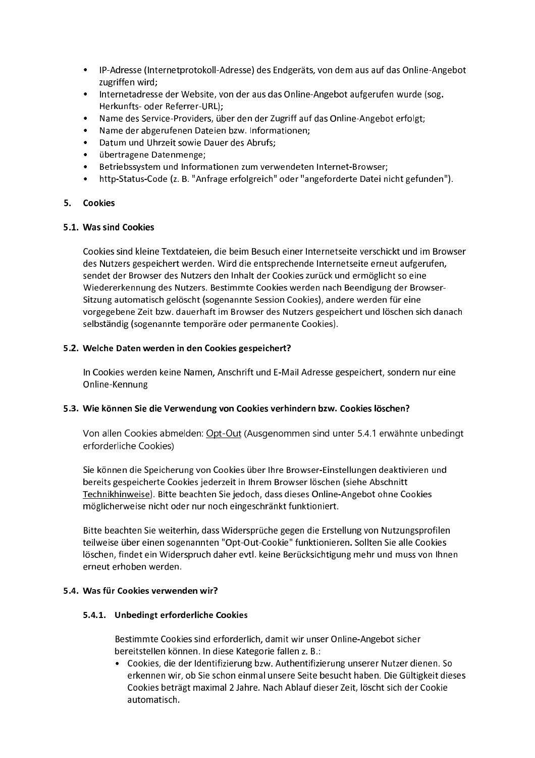- IP-Adresse (Internetprotokoll-Adresse) des Endgeräts, von dem aus auf das Online-Angebot zugriffen wird;
- Internetadresse der Website, von der aus das Online-Angebot aufgerufen wurde (sog. Herkunfts- oder Referrer-URL);
- Name des Service-Providers, über den der Zugriff auf das Online-Angebot erfolgt;
- Name der abgerufenen Dateien bzw. Informationen;
- Datum und Uhrzeit sowie Dauer des Abrufs;
- übertragene Datenmenge;
- Betriebssystem und Informationen zum verwendeten Internet-Browser;
- http-Status-Code (z. B. "Anfrage erfolgreich" oder "angeforderte Datei nicht gefunden").

## 5. Cookies

### 5.1. Was sind Cookies

Cookies sind kleine Textdateien, die beim Besuch einer Internetseite verschickt und im Browser des Nutzers gespeichert werden. Wird die entsprechende Internetseite erneut aufgerufen, sendet der Browser des Nutzers den Inhalt der Cookies zurück und ermöglicht so eine Wiedererkennung des Nutzers. Bestimmte Cookies werden nach Beendigung der Browser-Sitzung automatisch gelöscht (sogenannte Session Cookies), andere werden für eine vorgegebene Zeit bzw. dauerhaft im Browser des Nutzers gespeichert und löschen sich danach selbständig (sogenannte temporäre oder permanente Cookies).

### 5.2. Welche Daten werden in den Cookies gespeichert?

In Cookies werden keine Namen, Anschrift und E-Mail Adresse gespeichert, sondern nur eine Online-Kennung

### 5.3. Wie können Sie die Verwendung von Cookies verhindern bzw. Cookies löschen?

Von allen Cookies abmelden: Opt-Out (Ausgenommen sind unter 5.4.1 erwähnte unbedingt erforderliche Cookies)

Sie können die Speicherung von Cookies über Ihre Browser-Einstellungen deaktivieren und bereits gespeicherte Cookies jederzeit in Ihrem Browser löschen (siehe Abschnitt Technikhinweise). Bitte beachten Sie jedoch, dass dieses Online-Angebot ohne Cookies möglicherweise nicht oder nur noch eingeschränkt funktioniert.

Bitte beachten Sie weiterhin, dass Widersprüche gegen die Erstellung von Nutzungsprofilen teilweise über einen sogenannten "Opt-Out-Cookie" funktionieren. Sollten Sie alle Cookies löschen, findet ein Widerspruch daher evtl. keine Berücksichtigung mehr und muss von Ihnen erneut erhoben werden.

### 5.4. Was für Cookies verwenden wir?

#### 5.4.1. Unbedingt erforderliche Cookies

Bestimmte Cookies sind erforderlich, damit wir unser Online-Angebot sicher bereitstellen können. In diese Kategorie fallen z. B.:

- Cookies, die der Identifizierung bzw. Authentifizierung unserer Nutzer dienen. So erkennen wir, ob Sie schon einmal unsere Seite besucht haben. Die Gültigkeit dieses Cookies beträgt maximal 2 Jahre. Nach Ablauf dieser Zeit, löscht sich der Cookie automatisch.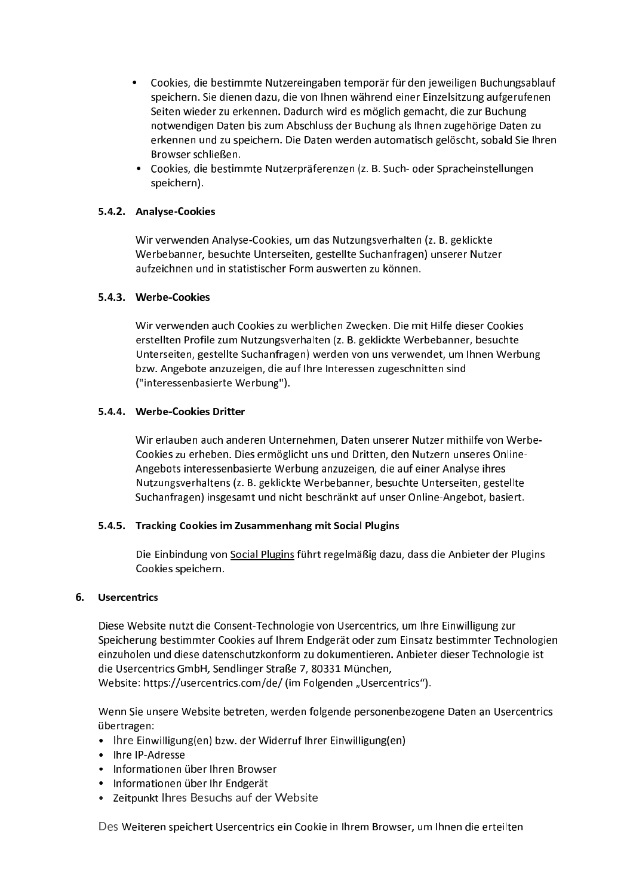- Cookies, die bestimmte Nutzereingaben temporär für den jeweiligen Buchungsablauf speichern. Sie dienen dazu, die von Ihnen während einer Einzelsitzung aufgerufenen Seiten wieder zu erkennen. Dadurch wird es möglich gemacht, die zur Buchung notwendigen Daten bis zum Abschluss der Buchung als Ihnen zugehörige Daten zu erkennen und zu speichern. Die Daten werden automatisch gelöscht, sobald Sie Ihren Browser schließen.
- Cookies, die bestimmte Nutzerpräferenzen (z. B. Such- oder Spracheinstellungen speichern).

#### 5.4.2. Analyse-Cookies

Wir verwenden Analyse-Cookies, um das Nutzungsverhalten (z. B. geklickte Werbebanner, besuchte Unterseiten, gestellte Suchanfragen) unserer Nutzer aufzeichnen und in statistischer Form auswerten zu können.

#### 5.4.3. Werbe-Cookies

Wir verwenden auch Cookies zu werblichen Zwecken. Die mit Hilfe dieser Cookies erstellten Profile zum Nutzungsverhalten (z. B. geklickte Werbebanner, besuchte Unterseiten, gestellte Suchanfragen) werden von uns verwendet, um Ihnen Werbung bzw. Angebote anzuzeigen, die auf Ihre Interessen zugeschnitten sind ("interessenbasierte Werbung").

#### 5.4.4. Werbe-Cookies Dritter

Wir erlauben auch anderen Unternehmen, Daten unserer Nutzer mithilfe von Werbe-Cookies zu erheben. Dies ermöglicht uns und Dritten, den Nutzern unseres Online-Angebots interessenbasierte Werbung anzuzeigen, die auf einer Analyse ihres Nutzungsverhaltens (z. B. geklickte Werbebanner, besuchte Unterseiten, gestellte Suchanfragen) insgesamt und nicht beschränkt auf unser Online-Angebot, basiert.

#### 5.4.5. Tracking Cookies im Zusammenhang mit Social Plugins

Die Einbindung von Social Plugins führt regelmäßig dazu, dass die Anbieter der Plugins Cookies speichern.

## 6. Usercentrics

Diese Website nutzt die Consent-Technologie von Usercentrics, um Ihre Einwilligung zur Speicherung bestimmter Cookies auf Ihrem Endgerät oder zum Einsatz bestimmter Technologien einzuholen und diese datenschutzkonform zu dokumentieren. Anbieter dieser Technologie ist die Usercentrics GmbH, Sendlinger Straße 7, 80331 München,
Website: https://usercentrics.com/de/ (im Folgenden „Usercentrics").

Wenn Sie unsere Website betreten, werden folgende personenbezogene Daten an Usercentrics übertragen:

- Ihre Einwilligung(en) bzw. der Widerruf Ihrer Einwilligung(en)
- Ihre IP-Adresse
- Informationen über Ihren Browser
- Informationen über Ihr Endgerät
- Zeitpunkt Ihres Besuchs auf der Website

Des Weiteren speichert Usercentrics ein Cookie in Ihrem Browser, um Ihnen die erteilten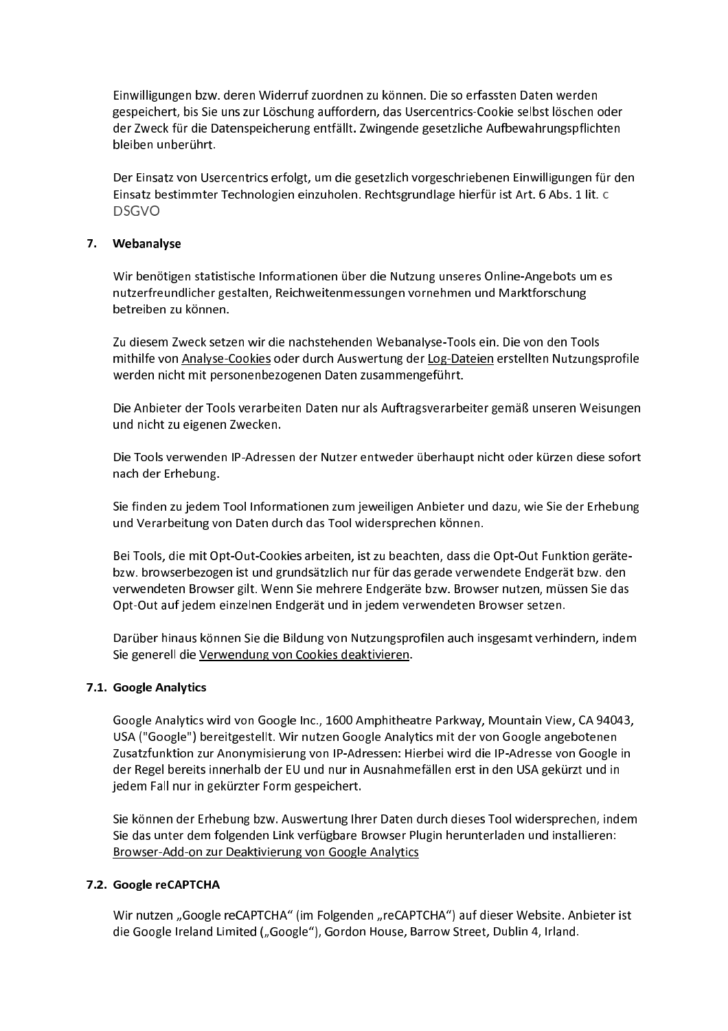Einwilligungen bzw. deren Widerruf zuordnen zu können. Die so erfassten Daten werden gespeichert, bis Sie uns zur Löschung auffordern, das Usercentrics-Cookie selbst löschen oder der Zweck für die Datenspeicherung entfällt. Zwingende gesetzliche Aufbewahrungspflichten bleiben unberührt.

Der Einsatz von Usercentrics erfolgt, um die gesetzlich vorgeschriebenen Einwilligungen für den Einsatz bestimmter Technologien einzuholen. Rechtsgrundlage hierfür ist Art. 6 Abs. 1 lit. c DSGVO

## 7. Webanalyse

Wir benötigen statistische Informationen über die Nutzung unseres Online-Angebots um es nutzerfreundlicher gestalten, Reichweitenmessungen vornehmen und Marktforschung betreiben zu können.

Zu diesem Zweck setzen wir die nachstehenden Webanalyse-Tools ein. Die von den Tools mithilfe von Analyse-Cookies oder durch Auswertung der Log-Dateien erstellten Nutzungsprofile werden nicht mit personenbezogenen Daten zusammengeführt.

Die Anbieter der Tools verarbeiten Daten nur als Auftragsverarbeiter gemäß unseren Weisungen und nicht zu eigenen Zwecken.

Die Tools verwenden IP-Adressen der Nutzer entweder überhaupt nicht oder kürzen diese sofort nach der Erhebung.

Sie finden zu jedem Tool Informationen zum jeweiligen Anbieter und dazu, wie Sie der Erhebung und Verarbeitung von Daten durch das Tool widersprechen können.

Bei Tools, die mit Opt-Out-Cookies arbeiten, ist zu beachten, dass die Opt-Out Funktion geräte- bzw. browserbezogen ist und grundsätzlich nur für das gerade verwendete Endgerät bzw. den verwendeten Browser gilt. Wenn Sie mehrere Endgeräte bzw. Browser nutzen, müssen Sie das Opt-Out auf jedem einzelnen Endgerät und in jedem verwendeten Browser setzen.

Darüber hinaus können Sie die Bildung von Nutzungsprofilen auch insgesamt verhindern, indem Sie generell die Verwendung von Cookies deaktivieren.

### 7.1. Google Analytics

Google Analytics wird von Google Inc., 1600 Amphitheatre Parkway, Mountain View, CA 94043, USA ("Google") bereitgestellt. Wir nutzen Google Analytics mit der von Google angebotenen Zusatzfunktion zur Anonymisierung von IP-Adressen: Hierbei wird die IP-Adresse von Google in der Regel bereits innerhalb der EU und nur in Ausnahmefällen erst in den USA gekürzt und in jedem Fall nur in gekürzter Form gespeichert.

Sie können der Erhebung bzw. Auswertung Ihrer Daten durch dieses Tool widersprechen, indem Sie das unter dem folgenden Link verfügbare Browser Plugin herunterladen und installieren: Browser-Add-on zur Deaktivierung von Google Analytics

### 7.2. Google reCAPTCHA

Wir nutzen „Google reCAPTCHA“ (im Folgenden „reCAPTCHA“) auf dieser Website. Anbieter ist die Google Ireland Limited („Google“), Gordon House, Barrow Street, Dublin 4, Irland.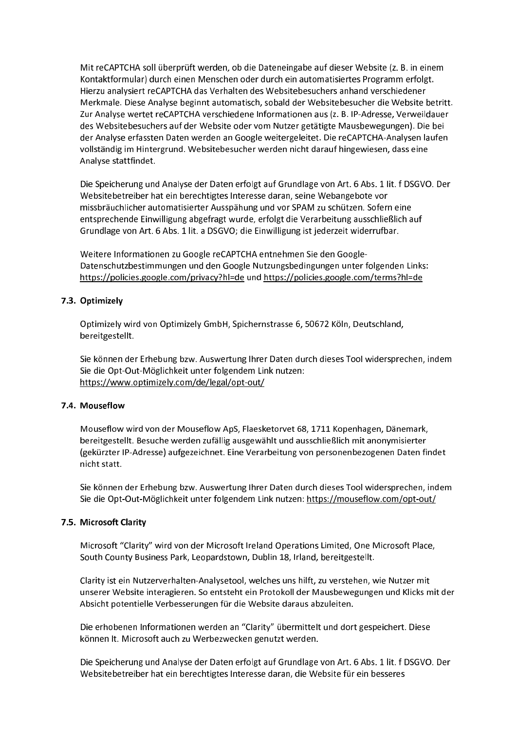Mit reCAPTCHA soll überprüft werden, ob die Dateneingabe auf dieser Website (z. B. in einem Kontaktformular) durch einen Menschen oder durch ein automatisiertes Programm erfolgt. Hierzu analysiert reCAPTCHA das Verhalten des Websitebesuchers anhand verschiedener Merkmale. Diese Analyse beginnt automatisch, sobald der Websitebesucher die Website betritt. Zur Analyse wertet reCAPTCHA verschiedene Informationen aus (z. B. IP-Adresse, Verweildauer des Websitebesuchers auf der Website oder vom Nutzer getätigte Mausbewegungen). Die bei der Analyse erfassten Daten werden an Google weitergeleitet. Die reCAPTCHA-Analysen laufen vollständig im Hintergrund. Websitebesucher werden nicht darauf hingewiesen, dass eine Analyse stattfindet.

Die Speicherung und Analyse der Daten erfolgt auf Grundlage von Art. 6 Abs. 1 lit. f DSGVO. Der Websitebetreiber hat ein berechtigtes Interesse daran, seine Webangebote vor missbräuchlicher automatisierter Ausspähung und vor SPAM zu schützen. Sofern eine entsprechende Einwilligung abgefragt wurde, erfolgt die Verarbeitung ausschließlich auf Grundlage von Art. 6 Abs. 1 lit. a DSGVO; die Einwilligung ist jederzeit widerrufbar.

Weitere Informationen zu Google reCAPTCHA entnehmen Sie den Google-Datenschutzbestimmungen und den Google Nutzungsbedingungen unter folgenden Links: https://policies.google.com/privacy?hl=de und https://policies.google.com/terms?hl=de

### 7.3. Optimizely

Optimizely wird von Optimizely GmbH, Spichernstrasse 6, 50672 Köln, Deutschland, bereitgestellt.

Sie können der Erhebung bzw. Auswertung Ihrer Daten durch dieses Tool widersprechen, indem Sie die Opt-Out-Möglichkeit unter folgendem Link nutzen: https://www.optimizely.com/de/legal/opt-out/

### 7.4. Mouseflow

Mouseflow wird von der Mouseflow ApS, Flaesketorvet 68, 1711 Kopenhagen, Dänemark, bereitgestellt. Besuche werden zufällig ausgewählt und ausschließlich mit anonymisierter (gekürzter IP-Adresse) aufgezeichnet. Eine Verarbeitung von personenbezogenen Daten findet nicht statt.

Sie können der Erhebung bzw. Auswertung Ihrer Daten durch dieses Tool widersprechen, indem Sie die Opt-Out-Möglichkeit unter folgendem Link nutzen: https://mouseflow.com/opt-out/

### 7.5. Microsoft Clarity

Microsoft "Clarity" wird von der Microsoft Ireland Operations Limited, One Microsoft Place, South County Business Park, Leopardstown, Dublin 18, Irland, bereitgestellt.

Clarity ist ein Nutzerverhalten-Analysetool, welches uns hilft, zu verstehen, wie Nutzer mit unserer Website interagieren. So entsteht ein Protokoll der Mausbewegungen und Klicks mit der Absicht potentielle Verbesserungen für die Website daraus abzuleiten.

Die erhobenen Informationen werden an "Clarity" übermittelt und dort gespeichert. Diese können lt. Microsoft auch zu Werbezwecken genutzt werden.

Die Speicherung und Analyse der Daten erfolgt auf Grundlage von Art. 6 Abs. 1 lit. f DSGVO. Der Websitebetreiber hat ein berechtigtes Interesse daran, die Website für ein besseres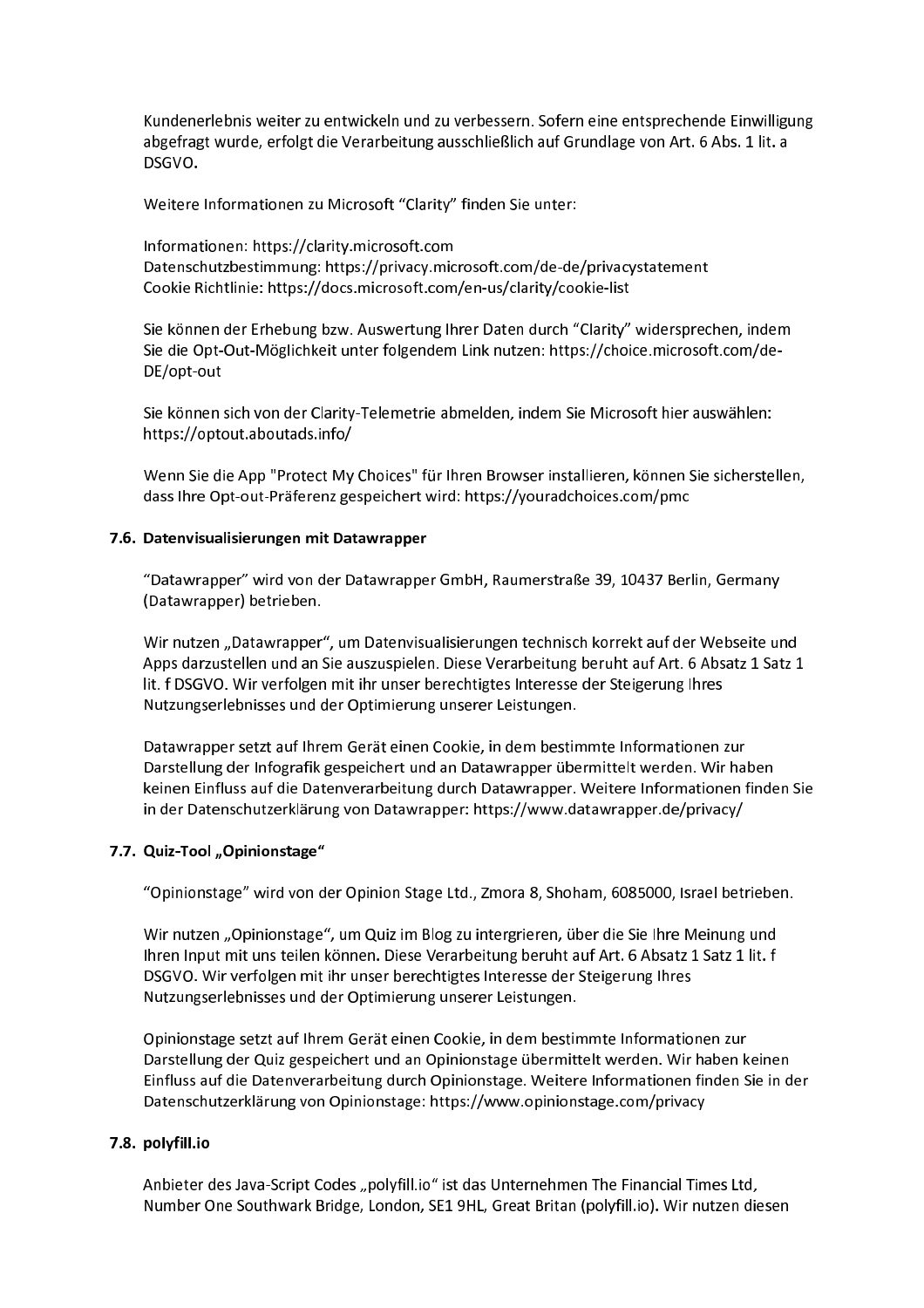Kundenerlebnis weiter zu entwickeln und zu verbessern. Sofern eine entsprechende Einwilligung abgefragt wurde, erfolgt die Verarbeitung ausschließlich auf Grundlage von Art. 6 Abs. 1 lit. a DSGVO.

Weitere Informationen zu Microsoft “Clarity” finden Sie unter:

Informationen: https://clarity.microsoft.com
Datenschutzbestimmung: https://privacy.microsoft.com/de-de/privacystatement
Cookie Richtlinie: https://docs.microsoft.com/en-us/clarity/cookie-list

Sie können der Erhebung bzw. Auswertung Ihrer Daten durch “Clarity” widersprechen, indem Sie die Opt-Out-Möglichkeit unter folgendem Link nutzen: https://choice.microsoft.com/de-DE/opt-out

Sie können sich von der Clarity-Telemetrie abmelden, indem Sie Microsoft hier auswählen: https://optout.aboutads.info/

Wenn Sie die App "Protect My Choices" für Ihren Browser installieren, können Sie sicherstellen, dass Ihre Opt-out-Präferenz gespeichert wird: https://youradchoices.com/pmc

### 7.6. Datenvisualisierungen mit Datawrapper

“Datawrapper” wird von der Datawrapper GmbH, Raumerstraße 39, 10437 Berlin, Germany (Datawrapper) betrieben.

Wir nutzen „Datawrapper“, um Datenvisualisierungen technisch korrekt auf der Webseite und Apps darzustellen und an Sie auszuspielen. Diese Verarbeitung beruht auf Art. 6 Absatz 1 Satz 1 lit. f DSGVO. Wir verfolgen mit ihr unser berechtigtes Interesse der Steigerung Ihres Nutzungserlebnisses und der Optimierung unserer Leistungen.

Datawrapper setzt auf Ihrem Gerät einen Cookie, in dem bestimmte Informationen zur Darstellung der Infografik gespeichert und an Datawrapper übermittelt werden. Wir haben keinen Einfluss auf die Datenverarbeitung durch Datawrapper. Weitere Informationen finden Sie in der Datenschutzerklärung von Datawrapper: https://www.datawrapper.de/privacy/

### 7.7. Quiz-Tool „Opinionstage“

“Opinionstage” wird von der Opinion Stage Ltd., Zmora 8, Shoham, 6085000, Israel betrieben.

Wir nutzen „Opinionstage“, um Quiz im Blog zu intergrieren, über die Sie Ihre Meinung und Ihren Input mit uns teilen können. Diese Verarbeitung beruht auf Art. 6 Absatz 1 Satz 1 lit. f DSGVO. Wir verfolgen mit ihr unser berechtigtes Interesse der Steigerung Ihres Nutzungserlebnisses und der Optimierung unserer Leistungen.

Opinionstage setzt auf Ihrem Gerät einen Cookie, in dem bestimmte Informationen zur Darstellung der Quiz gespeichert und an Opinionstage übermittelt werden. Wir haben keinen Einfluss auf die Datenverarbeitung durch Opinionstage. Weitere Informationen finden Sie in der Datenschutzerklärung von Opinionstage: https://www.opinionstage.com/privacy

### 7.8. polyfill.io

Anbieter des Java-Script Codes „polyfill.io“ ist das Unternehmen The Financial Times Ltd, Number One Southwark Bridge, London, SE1 9HL, Great Britan (polyfill.io). Wir nutzen diesen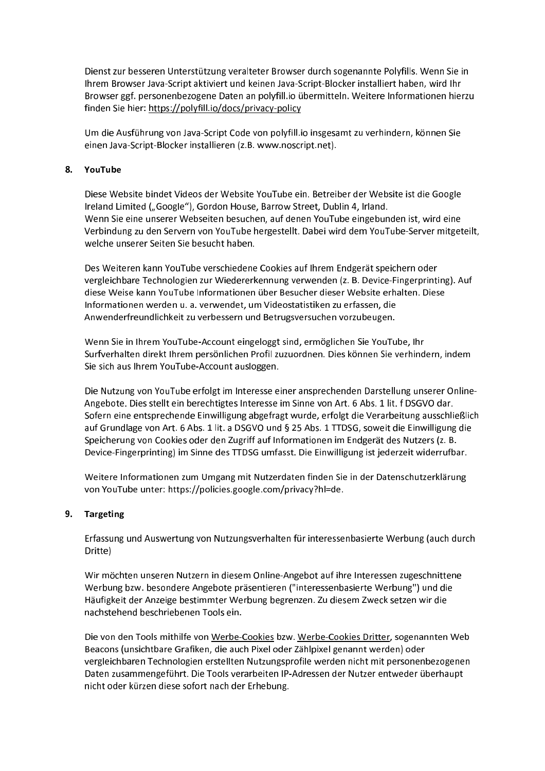Dienst zur besseren Unterstützung veralteter Browser durch sogenannte Polyfills. Wenn Sie in Ihrem Browser Java-Script aktiviert und keinen Java-Script-Blocker installiert haben, wird Ihr Browser ggf. personenbezogene Daten an polyfill.io übermitteln. Weitere Informationen hierzu finden Sie hier: https://polyfill.io/docs/privacy-policy

Um die Ausführung von Java-Script Code von polyfill.io insgesamt zu verhindern, können Sie einen Java-Script-Blocker installieren (z.B. www.noscript.net).

## 8. YouTube

Diese Website bindet Videos der Website YouTube ein. Betreiber der Website ist die Google Ireland Limited („Google"), Gordon House, Barrow Street, Dublin 4, Irland.
Wenn Sie eine unserer Webseiten besuchen, auf denen YouTube eingebunden ist, wird eine Verbindung zu den Servern von YouTube hergestellt. Dabei wird dem YouTube-Server mitgeteilt, welche unserer Seiten Sie besucht haben.

Des Weiteren kann YouTube verschiedene Cookies auf Ihrem Endgerät speichern oder vergleichbare Technologien zur Wiedererkennung verwenden (z. B. Device-Fingerprinting). Auf diese Weise kann YouTube Informationen über Besucher dieser Website erhalten. Diese Informationen werden u. a. verwendet, um Videostatistiken zu erfassen, die Anwenderfreundlichkeit zu verbessern und Betrugsversuchen vorzubeugen.

Wenn Sie in Ihrem YouTube-Account eingeloggt sind, ermöglichen Sie YouTube, Ihr Surfverhalten direkt Ihrem persönlichen Profil zuzuordnen. Dies können Sie verhindern, indem Sie sich aus Ihrem YouTube-Account ausloggen.

Die Nutzung von YouTube erfolgt im Interesse einer ansprechenden Darstellung unserer Online-Angebote. Dies stellt ein berechtigtes Interesse im Sinne von Art. 6 Abs. 1 lit. f DSGVO dar. Sofern eine entsprechende Einwilligung abgefragt wurde, erfolgt die Verarbeitung ausschließlich auf Grundlage von Art. 6 Abs. 1 lit. a DSGVO und § 25 Abs. 1 TTDSG, soweit die Einwilligung die Speicherung von Cookies oder den Zugriff auf Informationen im Endgerät des Nutzers (z. B. Device-Fingerprinting) im Sinne des TTDSG umfasst. Die Einwilligung ist jederzeit widerrufbar.

Weitere Informationen zum Umgang mit Nutzerdaten finden Sie in der Datenschutzerklärung von YouTube unter: https://policies.google.com/privacy?hl=de.

## 9. Targeting

Erfassung und Auswertung von Nutzungsverhalten für interessenbasierte Werbung (auch durch Dritte)

Wir möchten unseren Nutzern in diesem Online-Angebot auf ihre Interessen zugeschnittene Werbung bzw. besondere Angebote präsentieren ("interessenbasierte Werbung") und die Häufigkeit der Anzeige bestimmter Werbung begrenzen. Zu diesem Zweck setzen wir die nachstehend beschriebenen Tools ein.

Die von den Tools mithilfe von Werbe-Cookies bzw. Werbe-Cookies Dritter, sogenannten Web Beacons (unsichtbare Grafiken, die auch Pixel oder Zählpixel genannt werden) oder vergleichbaren Technologien erstellten Nutzungsprofile werden nicht mit personenbezogenen Daten zusammengeführt. Die Tools verarbeiten IP-Adressen der Nutzer entweder überhaupt nicht oder kürzen diese sofort nach der Erhebung.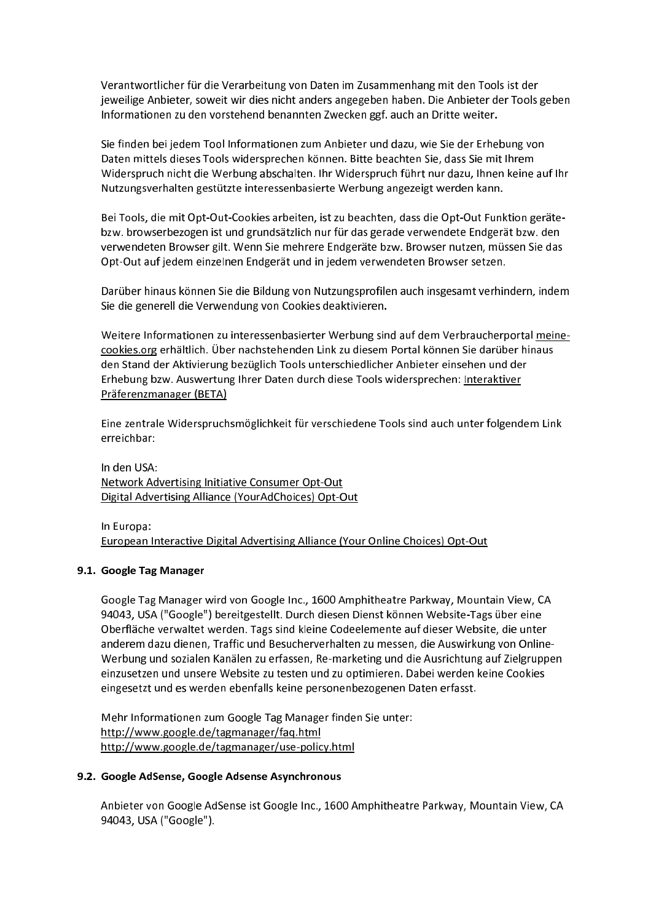Verantwortlicher für die Verarbeitung von Daten im Zusammenhang mit den Tools ist der jeweilige Anbieter, soweit wir dies nicht anders angegeben haben. Die Anbieter der Tools geben Informationen zu den vorstehend benannten Zwecken ggf. auch an Dritte weiter.

Sie finden bei jedem Tool Informationen zum Anbieter und dazu, wie Sie der Erhebung von Daten mittels dieses Tools widersprechen können. Bitte beachten Sie, dass Sie mit Ihrem Widerspruch nicht die Werbung abschalten. Ihr Widerspruch führt nur dazu, Ihnen keine auf Ihr Nutzungsverhalten gestützte interessenbasierte Werbung angezeigt werden kann.

Bei Tools, die mit Opt-Out-Cookies arbeiten, ist zu beachten, dass die Opt-Out Funktion geräte- bzw. browserbezogen ist und grundsätzlich nur für das gerade verwendete Endgerät bzw. den verwendeten Browser gilt. Wenn Sie mehrere Endgeräte bzw. Browser nutzen, müssen Sie das Opt-Out auf jedem einzelnen Endgerät und in jedem verwendeten Browser setzen.

Darüber hinaus können Sie die Bildung von Nutzungsprofilen auch insgesamt verhindern, indem Sie die generell die Verwendung von Cookies deaktivieren.

Weitere Informationen zu interessenbasierter Werbung sind auf dem Verbraucherportal meine-cookies.org erhältlich. Über nachstehenden Link zu diesem Portal können Sie darüber hinaus den Stand der Aktivierung bezüglich Tools unterschiedlicher Anbieter einsehen und der Erhebung bzw. Auswertung Ihrer Daten durch diese Tools widersprechen: Interaktiver Präferenzmanager (BETA)

Eine zentrale Widerspruchsmöglichkeit für verschiedene Tools sind auch unter folgendem Link erreichbar:

In den USA:
Network Advertising Initiative Consumer Opt-Out
Digital Advertising Alliance (YourAdChoices) Opt-Out

In Europa:
European Interactive Digital Advertising Alliance (Your Online Choices) Opt-Out

### 9.1. Google Tag Manager

Google Tag Manager wird von Google Inc., 1600 Amphitheatre Parkway, Mountain View, CA 94043, USA ("Google") bereitgestellt. Durch diesen Dienst können Website-Tags über eine Oberfläche verwaltet werden. Tags sind kleine Codeelemente auf dieser Website, die unter anderem dazu dienen, Traffic und Besucherverhalten zu messen, die Auswirkung von Online-Werbung und sozialen Kanälen zu erfassen, Re-marketing und die Ausrichtung auf Zielgruppen einzusetzen und unsere Website zu testen und zu optimieren. Dabei werden keine Cookies eingesetzt und es werden ebenfalls keine personenbezogenen Daten erfasst.

Mehr Informationen zum Google Tag Manager finden Sie unter:
http://www.google.de/tagmanager/faq.html
http://www.google.de/tagmanager/use-policy.html

### 9.2. Google AdSense, Google Adsense Asynchronous

Anbieter von Google AdSense ist Google Inc., 1600 Amphitheatre Parkway, Mountain View, CA 94043, USA ("Google").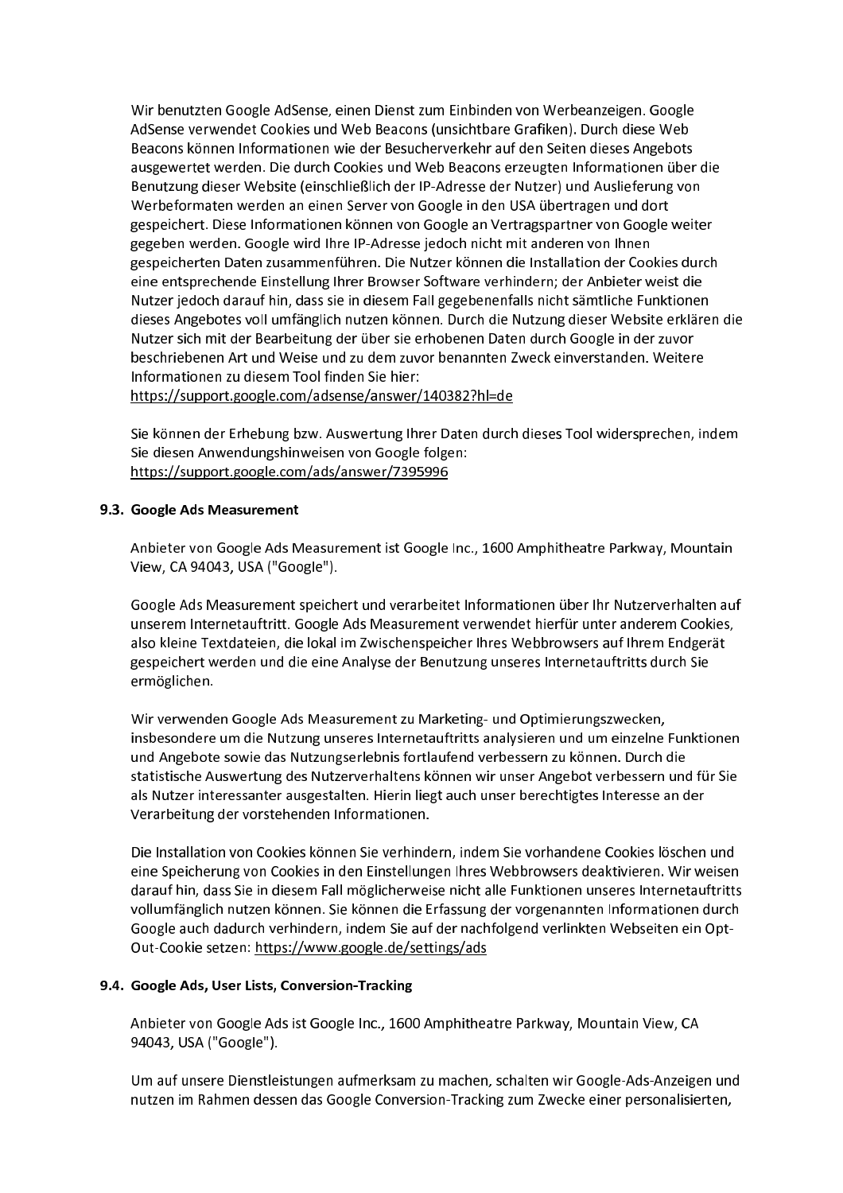Wir benutzten Google AdSense, einen Dienst zum Einbinden von Werbeanzeigen. Google AdSense verwendet Cookies und Web Beacons (unsichtbare Grafiken). Durch diese Web Beacons können Informationen wie der Besucherverkehr auf den Seiten dieses Angebots ausgewertet werden. Die durch Cookies und Web Beacons erzeugten Informationen über die Benutzung dieser Website (einschließlich der IP-Adresse der Nutzer) und Auslieferung von Werbeformaten werden an einen Server von Google in den USA übertragen und dort gespeichert. Diese Informationen können von Google an Vertragspartner von Google weiter gegeben werden. Google wird Ihre IP-Adresse jedoch nicht mit anderen von Ihnen gespeicherten Daten zusammenführen. Die Nutzer können die Installation der Cookies durch eine entsprechende Einstellung Ihrer Browser Software verhindern; der Anbieter weist die Nutzer jedoch darauf hin, dass sie in diesem Fall gegebenenfalls nicht sämtliche Funktionen dieses Angebotes voll umfänglich nutzen können. Durch die Nutzung dieser Website erklären die Nutzer sich mit der Bearbeitung der über sie erhobenen Daten durch Google in der zuvor beschriebenen Art und Weise und zu dem zuvor benannten Zweck einverstanden. Weitere Informationen zu diesem Tool finden Sie hier:
https://support.google.com/adsense/answer/140382?hl=de

Sie können der Erhebung bzw. Auswertung Ihrer Daten durch dieses Tool widersprechen, indem Sie diesen Anwendungshinweisen von Google folgen:
https://support.google.com/ads/answer/7395996

### 9.3. Google Ads Measurement

Anbieter von Google Ads Measurement ist Google Inc., 1600 Amphitheatre Parkway, Mountain View, CA 94043, USA ("Google").

Google Ads Measurement speichert und verarbeitet Informationen über Ihr Nutzerverhalten auf unserem Internetauftritt. Google Ads Measurement verwendet hierfür unter anderem Cookies, also kleine Textdateien, die lokal im Zwischenspeicher Ihres Webbrowsers auf Ihrem Endgerät gespeichert werden und die eine Analyse der Benutzung unseres Internetauftritts durch Sie ermöglichen.

Wir verwenden Google Ads Measurement zu Marketing- und Optimierungszwecken, insbesondere um die Nutzung unseres Internetauftritts analysieren und um einzelne Funktionen und Angebote sowie das Nutzungserlebnis fortlaufend verbessern zu können. Durch die statistische Auswertung des Nutzerverhaltens können wir unser Angebot verbessern und für Sie als Nutzer interessanter ausgestalten. Hierin liegt auch unser berechtigtes Interesse an der Verarbeitung der vorstehenden Informationen.

Die Installation von Cookies können Sie verhindern, indem Sie vorhandene Cookies löschen und eine Speicherung von Cookies in den Einstellungen Ihres Webbrowsers deaktivieren. Wir weisen darauf hin, dass Sie in diesem Fall möglicherweise nicht alle Funktionen unseres Internetauftritts vollumfänglich nutzen können. Sie können die Erfassung der vorgenannten Informationen durch Google auch dadurch verhindern, indem Sie auf der nachfolgend verlinkten Webseiten ein Opt-Out-Cookie setzen: https://www.google.de/settings/ads

### 9.4. Google Ads, User Lists, Conversion-Tracking

Anbieter von Google Ads ist Google Inc., 1600 Amphitheatre Parkway, Mountain View, CA 94043, USA ("Google").

Um auf unsere Dienstleistungen aufmerksam zu machen, schalten wir Google-Ads-Anzeigen und nutzen im Rahmen dessen das Google Conversion-Tracking zum Zwecke einer personalisierten,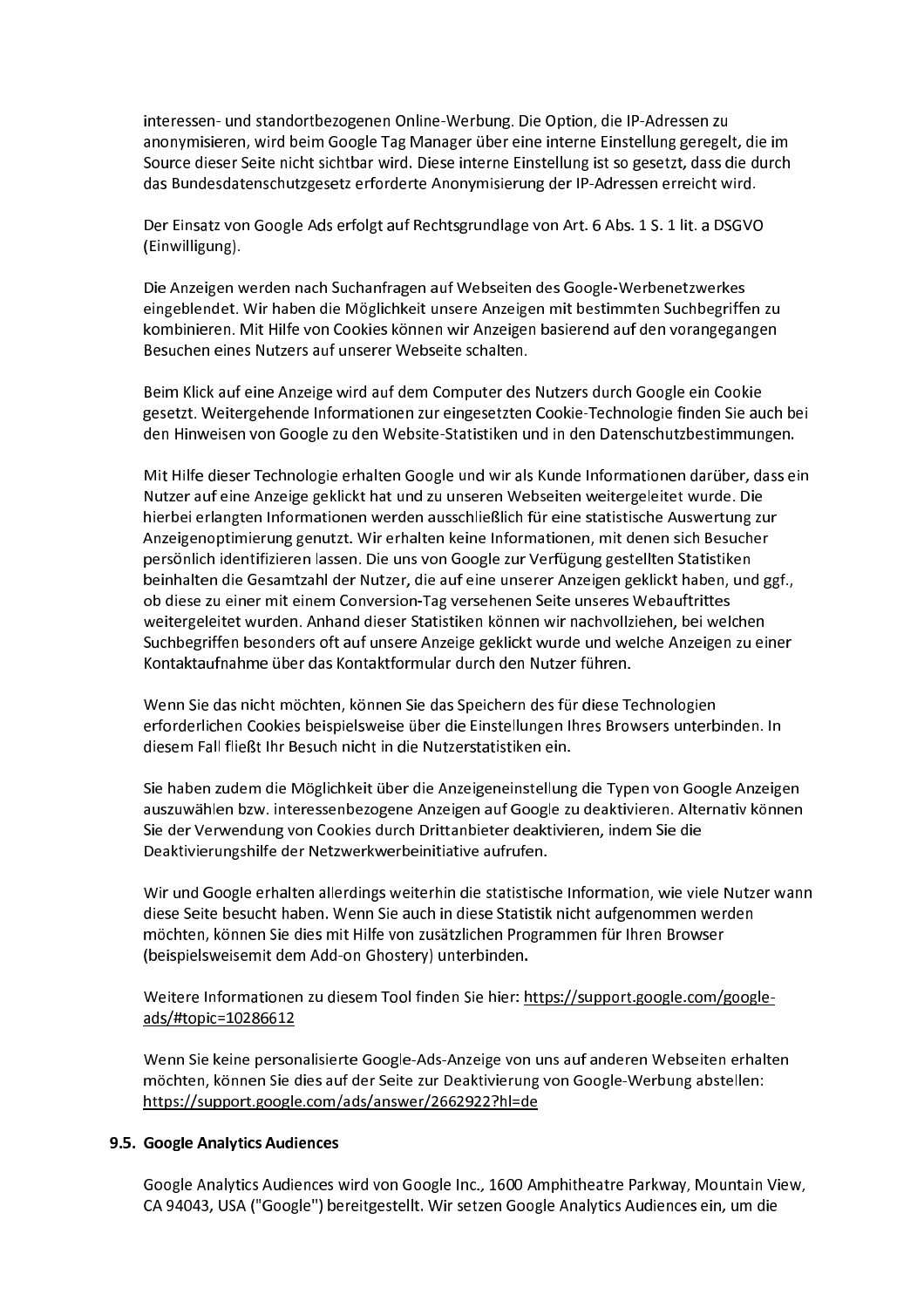interessen- und standortbezogenen Online-Werbung. Die Option, die IP-Adressen zu anonymisieren, wird beim Google Tag Manager über eine interne Einstellung geregelt, die im Source dieser Seite nicht sichtbar wird. Diese interne Einstellung ist so gesetzt, dass die durch das Bundesdatenschutzgesetz erforderte Anonymisierung der IP-Adressen erreicht wird.

Der Einsatz von Google Ads erfolgt auf Rechtsgrundlage von Art. 6 Abs. 1 S. 1 lit. a DSGVO (Einwilligung).

Die Anzeigen werden nach Suchanfragen auf Webseiten des Google-Werbenetzwerkes eingeblendet. Wir haben die Möglichkeit unsere Anzeigen mit bestimmten Suchbegriffen zu kombinieren. Mit Hilfe von Cookies können wir Anzeigen basierend auf den vorangegangen Besuchen eines Nutzers auf unserer Webseite schalten.

Beim Klick auf eine Anzeige wird auf dem Computer des Nutzers durch Google ein Cookie gesetzt. Weitergehende Informationen zur eingesetzten Cookie-Technologie finden Sie auch bei den Hinweisen von Google zu den Website-Statistiken und in den Datenschutzbestimmungen.

Mit Hilfe dieser Technologie erhalten Google und wir als Kunde Informationen darüber, dass ein Nutzer auf eine Anzeige geklickt hat und zu unseren Webseiten weitergeleitet wurde. Die hierbei erlangten Informationen werden ausschließlich für eine statistische Auswertung zur Anzeigenoptimierung genutzt. Wir erhalten keine Informationen, mit denen sich Besucher persönlich identifizieren lassen. Die uns von Google zur Verfügung gestellten Statistiken beinhalten die Gesamtzahl der Nutzer, die auf eine unserer Anzeigen geklickt haben, und ggf., ob diese zu einer mit einem Conversion-Tag versehenen Seite unseres Webauftrittes weitergeleitet wurden. Anhand dieser Statistiken können wir nachvollziehen, bei welchen Suchbegriffen besonders oft auf unsere Anzeige geklickt wurde und welche Anzeigen zu einer Kontaktaufnahme über das Kontaktformular durch den Nutzer führen.

Wenn Sie das nicht möchten, können Sie das Speichern des für diese Technologien erforderlichen Cookies beispielsweise über die Einstellungen Ihres Browsers unterbinden. In diesem Fall fließt Ihr Besuch nicht in die Nutzerstatistiken ein.

Sie haben zudem die Möglichkeit über die Anzeigeneinstellung die Typen von Google Anzeigen auszuwählen bzw. interessenbezogene Anzeigen auf Google zu deaktivieren. Alternativ können Sie der Verwendung von Cookies durch Drittanbieter deaktivieren, indem Sie die Deaktivierungshilfe der Netzwerkwerbeinitiative aufrufen.

Wir und Google erhalten allerdings weiterhin die statistische Information, wie viele Nutzer wann diese Seite besucht haben. Wenn Sie auch in diese Statistik nicht aufgenommen werden möchten, können Sie dies mit Hilfe von zusätzlichen Programmen für Ihren Browser (beispielsweisemit dem Add-on Ghostery) unterbinden.

Weitere Informationen zu diesem Tool finden Sie hier: https://support.google.com/google-ads/#topic=10286612

Wenn Sie keine personalisierte Google-Ads-Anzeige von uns auf anderen Webseiten erhalten möchten, können Sie dies auf der Seite zur Deaktivierung von Google-Werbung abstellen: https://support.google.com/ads/answer/2662922?hl=de

### 9.5. Google Analytics Audiences

Google Analytics Audiences wird von Google Inc., 1600 Amphitheatre Parkway, Mountain View, CA 94043, USA ("Google") bereitgestellt. Wir setzen Google Analytics Audiences ein, um die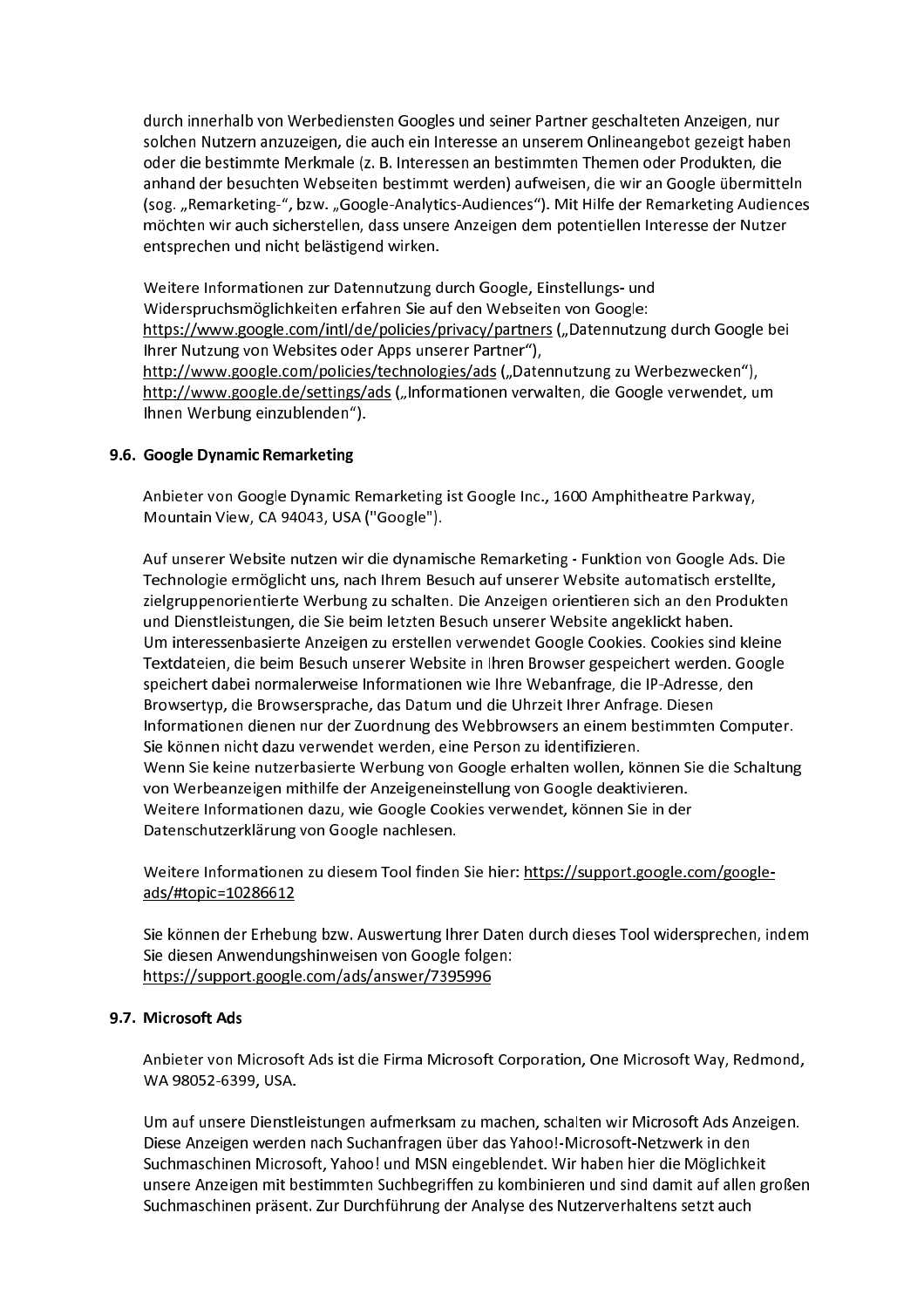durch innerhalb von Werbediensten Googles und seiner Partner geschalteten Anzeigen, nur solchen Nutzern anzuzeigen, die auch ein Interesse an unserem Onlineangebot gezeigt haben oder die bestimmte Merkmale (z. B. Interessen an bestimmten Themen oder Produkten, die anhand der besuchten Webseiten bestimmt werden) aufweisen, die wir an Google übermitteln (sog. „Remarketing-", bzw. „Google-Analytics-Audiences"). Mit Hilfe der Remarketing Audiences möchten wir auch sicherstellen, dass unsere Anzeigen dem potentiellen Interesse der Nutzer entsprechen und nicht belästigend wirken.

Weitere Informationen zur Datennutzung durch Google, Einstellungs- und Widerspruchsmöglichkeiten erfahren Sie auf den Webseiten von Google: https://www.google.com/intl/de/policies/privacy/partners („Datennutzung durch Google bei Ihrer Nutzung von Websites oder Apps unserer Partner"), http://www.google.com/policies/technologies/ads („Datennutzung zu Werbezwecken"), http://www.google.de/settings/ads („Informationen verwalten, die Google verwendet, um Ihnen Werbung einzublenden").

### 9.6. Google Dynamic Remarketing

Anbieter von Google Dynamic Remarketing ist Google Inc., 1600 Amphitheatre Parkway, Mountain View, CA 94043, USA ("Google").

Auf unserer Website nutzen wir die dynamische Remarketing - Funktion von Google Ads. Die Technologie ermöglicht uns, nach Ihrem Besuch auf unserer Website automatisch erstellte, zielgruppenorientierte Werbung zu schalten. Die Anzeigen orientieren sich an den Produkten und Dienstleistungen, die Sie beim letzten Besuch unserer Website angeklickt haben.
Um interessenbasierte Anzeigen zu erstellen verwendet Google Cookies. Cookies sind kleine Textdateien, die beim Besuch unserer Website in Ihren Browser gespeichert werden. Google speichert dabei normalerweise Informationen wie Ihre Webanfrage, die IP-Adresse, den Browsertyp, die Browsersprache, das Datum und die Uhrzeit Ihrer Anfrage. Diesen Informationen dienen nur der Zuordnung des Webbrowsers an einem bestimmten Computer. Sie können nicht dazu verwendet werden, eine Person zu identifizieren.
Wenn Sie keine nutzerbasierte Werbung von Google erhalten wollen, können Sie die Schaltung von Werbeanzeigen mithilfe der Anzeigeneinstellung von Google deaktivieren.
Weitere Informationen dazu, wie Google Cookies verwendet, können Sie in der Datenschutzerklärung von Google nachlesen.

Weitere Informationen zu diesem Tool finden Sie hier: https://support.google.com/google-ads/#topic=10286612

Sie können der Erhebung bzw. Auswertung Ihrer Daten durch dieses Tool widersprechen, indem Sie diesen Anwendungshinweisen von Google folgen: https://support.google.com/ads/answer/7395996

### 9.7. Microsoft Ads

Anbieter von Microsoft Ads ist die Firma Microsoft Corporation, One Microsoft Way, Redmond, WA 98052-6399, USA.

Um auf unsere Dienstleistungen aufmerksam zu machen, schalten wir Microsoft Ads Anzeigen. Diese Anzeigen werden nach Suchanfragen über das Yahoo!-Microsoft-Netzwerk in den Suchmaschinen Microsoft, Yahoo! und MSN eingeblendet. Wir haben hier die Möglichkeit unsere Anzeigen mit bestimmten Suchbegriffen zu kombinieren und sind damit auf allen großen Suchmaschinen präsent. Zur Durchführung der Analyse des Nutzerverhaltens setzt auch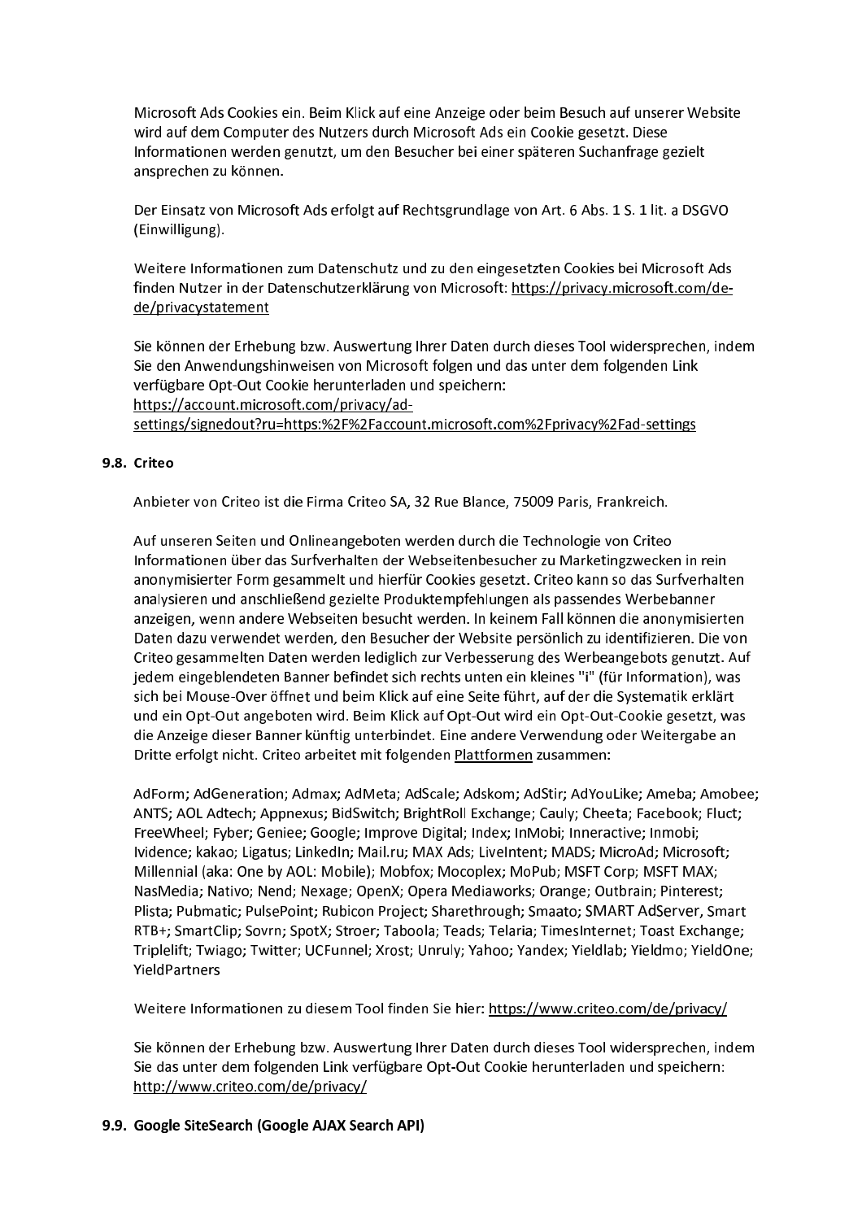Microsoft Ads Cookies ein. Beim Klick auf eine Anzeige oder beim Besuch auf unserer Website wird auf dem Computer des Nutzers durch Microsoft Ads ein Cookie gesetzt. Diese Informationen werden genutzt, um den Besucher bei einer späteren Suchanfrage gezielt ansprechen zu können.

Der Einsatz von Microsoft Ads erfolgt auf Rechtsgrundlage von Art. 6 Abs. 1 S. 1 lit. a DSGVO (Einwilligung).

Weitere Informationen zum Datenschutz und zu den eingesetzten Cookies bei Microsoft Ads finden Nutzer in der Datenschutzerklärung von Microsoft: https://privacy.microsoft.com/de-de/privacystatement

Sie können der Erhebung bzw. Auswertung Ihrer Daten durch dieses Tool widersprechen, indem Sie den Anwendungshinweisen von Microsoft folgen und das unter dem folgenden Link verfügbare Opt-Out Cookie herunterladen und speichern: https://account.microsoft.com/privacy/ad-settings/signedout?ru=https:%2F%2Faccount.microsoft.com%2Fprivacy%2Fad-settings

### 9.8. Criteo

Anbieter von Criteo ist die Firma Criteo SA, 32 Rue Blance, 75009 Paris, Frankreich.

Auf unseren Seiten und Onlineangeboten werden durch die Technologie von Criteo Informationen über das Surfverhalten der Webseitenbesucher zu Marketingzwecken in rein anonymisierter Form gesammelt und hierfür Cookies gesetzt. Criteo kann so das Surfverhalten analysieren und anschließend gezielte Produktempfehlungen als passendes Werbebanner anzeigen, wenn andere Webseiten besucht werden. In keinem Fall können die anonymisierten Daten dazu verwendet werden, den Besucher der Website persönlich zu identifizieren. Die von Criteo gesammelten Daten werden lediglich zur Verbesserung des Werbeangebots genutzt. Auf jedem eingeblendeten Banner befindet sich rechts unten ein kleines "i" (für Information), was sich bei Mouse-Over öffnet und beim Klick auf eine Seite führt, auf der die Systematik erklärt und ein Opt-Out angeboten wird. Beim Klick auf Opt-Out wird ein Opt-Out-Cookie gesetzt, was die Anzeige dieser Banner künftig unterbindet. Eine andere Verwendung oder Weitergabe an Dritte erfolgt nicht. Criteo arbeitet mit folgenden Plattformen zusammen:

AdForm; AdGeneration; Admax; AdMeta; AdScale; Adskom; AdStir; AdYouLike; Ameba; Amobee; ANTS; AOL Adtech; Appnexus; BidSwitch; BrightRoll Exchange; Cauly; Cheeta; Facebook; Fluct; FreeWheel; Fyber; Geniee; Google; Improve Digital; Index; InMobi; Inneractive; Inmobi; Ividence; kakao; Ligatus; LinkedIn; Mail.ru; MAX Ads; LiveIntent; MADS; MicroAd; Microsoft; Millennial (aka: One by AOL: Mobile); Mobfox; Mocoplex; MoPub; MSFT Corp; MSFT MAX; NasMedia; Nativo; Nend; Nexage; OpenX; Opera Mediaworks; Orange; Outbrain; Pinterest; Plista; Pubmatic; PulsePoint; Rubicon Project; Sharethrough; Smaato; SMART AdServer, Smart RTB+; SmartClip; Sovrn; SpotX; Stroer; Taboola; Teads; Telaria; TimesInternet; Toast Exchange; Triplelift; Twiago; Twitter; UCFunnel; Xrost; Unruly; Yahoo; Yandex; Yieldlab; Yieldmo; YieldOne; YieldPartners

Weitere Informationen zu diesem Tool finden Sie hier: https://www.criteo.com/de/privacy/

Sie können der Erhebung bzw. Auswertung Ihrer Daten durch dieses Tool widersprechen, indem Sie das unter dem folgenden Link verfügbare Opt-Out Cookie herunterladen und speichern: http://www.criteo.com/de/privacy/

### 9.9. Google SiteSearch (Google AJAX Search API)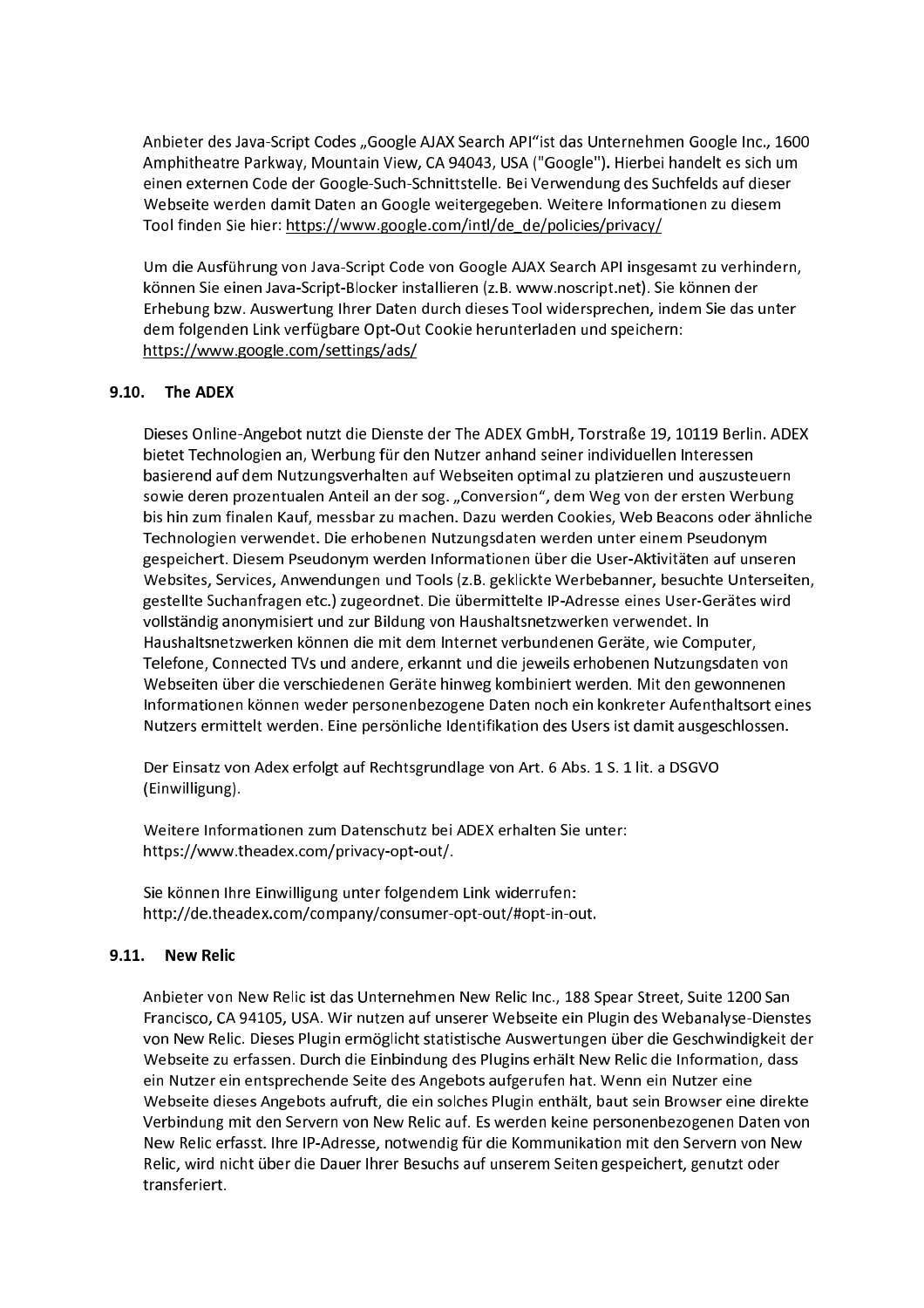Anbieter des Java-Script Codes „Google AJAX Search API"ist das Unternehmen Google Inc., 1600 Amphitheatre Parkway, Mountain View, CA 94043, USA ("Google"). Hierbei handelt es sich um einen externen Code der Google-Such-Schnittstelle. Bei Verwendung des Suchfelds auf dieser Webseite werden damit Daten an Google weitergegeben. Weitere Informationen zu diesem Tool finden Sie hier: https://www.google.com/intl/de_de/policies/privacy/

Um die Ausführung von Java-Script Code von Google AJAX Search API insgesamt zu verhindern, können Sie einen Java-Script-Blocker installieren (z.B. www.noscript.net). Sie können der Erhebung bzw. Auswertung Ihrer Daten durch dieses Tool widersprechen, indem Sie das unter dem folgenden Link verfügbare Opt-Out Cookie herunterladen und speichern: https://www.google.com/settings/ads/

### 9.10. The ADEX

Dieses Online-Angebot nutzt die Dienste der The ADEX GmbH, Torstraße 19, 10119 Berlin. ADEX bietet Technologien an, Werbung für den Nutzer anhand seiner individuellen Interessen basierend auf dem Nutzungsverhalten auf Webseiten optimal zu platzieren und auszusteuern sowie deren prozentualen Anteil an der sog. „Conversion", dem Weg von der ersten Werbung bis hin zum finalen Kauf, messbar zu machen. Dazu werden Cookies, Web Beacons oder ähnliche Technologien verwendet. Die erhobenen Nutzungsdaten werden unter einem Pseudonym gespeichert. Diesem Pseudonym werden Informationen über die User-Aktivitäten auf unseren Websites, Services, Anwendungen und Tools (z.B. geklickte Werbebanner, besuchte Unterseiten, gestellte Suchanfragen etc.) zugeordnet. Die übermittelte IP-Adresse eines User-Gerätes wird vollständig anonymisiert und zur Bildung von Haushaltsnetzwerken verwendet. In Haushaltsnetzwerken können die mit dem Internet verbundenen Geräte, wie Computer, Telefone, Connected TVs und andere, erkannt und die jeweils erhobenen Nutzungsdaten von Webseiten über die verschiedenen Geräte hinweg kombiniert werden. Mit den gewonnenen Informationen können weder personenbezogene Daten noch ein konkreter Aufenthaltsort eines Nutzers ermittelt werden. Eine persönliche Identifikation des Users ist damit ausgeschlossen.

Der Einsatz von Adex erfolgt auf Rechtsgrundlage von Art. 6 Abs. 1 S. 1 lit. a DSGVO (Einwilligung).

Weitere Informationen zum Datenschutz bei ADEX erhalten Sie unter: https://www.theadex.com/privacy-opt-out/.

Sie können Ihre Einwilligung unter folgendem Link widerrufen: http://de.theadex.com/company/consumer-opt-out/#opt-in-out.

### 9.11. New Relic

Anbieter von New Relic ist das Unternehmen New Relic Inc., 188 Spear Street, Suite 1200 San Francisco, CA 94105, USA. Wir nutzen auf unserer Webseite ein Plugin des Webanalyse-Dienstes von New Relic. Dieses Plugin ermöglicht statistische Auswertungen über die Geschwindigkeit der Webseite zu erfassen. Durch die Einbindung des Plugins erhält New Relic die Information, dass ein Nutzer ein entsprechende Seite des Angebots aufgerufen hat. Wenn ein Nutzer eine Webseite dieses Angebots aufruft, die ein solches Plugin enthält, baut sein Browser eine direkte Verbindung mit den Servern von New Relic auf. Es werden keine personenbezogenen Daten von New Relic erfasst. Ihre IP-Adresse, notwendig für die Kommunikation mit den Servern von New Relic, wird nicht über die Dauer Ihrer Besuchs auf unserem Seiten gespeichert, genutzt oder transferiert.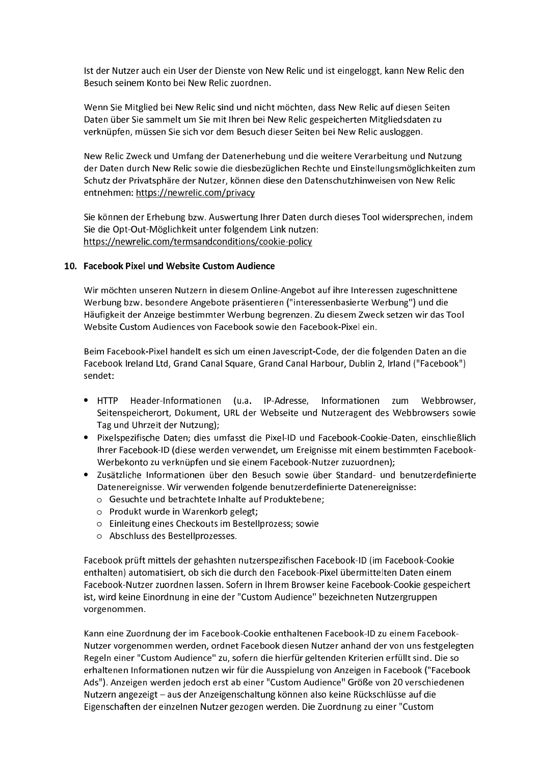Ist der Nutzer auch ein User der Dienste von New Relic und ist eingeloggt, kann New Relic den Besuch seinem Konto bei New Relic zuordnen.

Wenn Sie Mitglied bei New Relic sind und nicht möchten, dass New Relic auf diesen Seiten Daten über Sie sammelt um Sie mit Ihren bei New Relic gespeicherten Mitgliedsdaten zu verknüpfen, müssen Sie sich vor dem Besuch dieser Seiten bei New Relic ausloggen.

New Relic Zweck und Umfang der Datenerhebung und die weitere Verarbeitung und Nutzung der Daten durch New Relic sowie die diesbezüglichen Rechte und Einstellungsmöglichkeiten zum Schutz der Privatsphäre der Nutzer, können diese den Datenschutzhinweisen von New Relic entnehmen: https://newrelic.com/privacy

Sie können der Erhebung bzw. Auswertung Ihrer Daten durch dieses Tool widersprechen, indem Sie die Opt-Out-Möglichkeit unter folgendem Link nutzen:
https://newrelic.com/termsandconditions/cookie-policy

## 10. Facebook Pixel und Website Custom Audience

Wir möchten unseren Nutzern in diesem Online-Angebot auf ihre Interessen zugeschnittene Werbung bzw. besondere Angebote präsentieren ("interessenbasierte Werbung") und die Häufigkeit der Anzeige bestimmter Werbung begrenzen. Zu diesem Zweck setzen wir das Tool Website Custom Audiences von Facebook sowie den Facebook-Pixel ein.

Beim Facebook-Pixel handelt es sich um einen Javescript-Code, der die folgenden Daten an die Facebook Ireland Ltd, Grand Canal Square, Grand Canal Harbour, Dublin 2, Irland ("Facebook") sendet:

- HTTP Header-Informationen (u.a. IP-Adresse, Informationen zum Webbrowser, Seitenspeicherort, Dokument, URL der Webseite und Nutzeragent des Webbrowsers sowie Tag und Uhrzeit der Nutzung);
- Pixelspezifische Daten; dies umfasst die Pixel-ID und Facebook-Cookie-Daten, einschließlich Ihrer Facebook-ID (diese werden verwendet, um Ereignisse mit einem bestimmten Facebook-Werbekonto zu verknüpfen und sie einem Facebook-Nutzer zuzuordnen);
- Zusätzliche Informationen über den Besuch sowie über Standard- und benutzerdefinierte Datenereignisse. Wir verwenden folgende benutzerdefinierte Datenereignisse:
  - Gesuchte und betrachtete Inhalte auf Produktebene;
  - Produkt wurde in Warenkorb gelegt;
  - Einleitung eines Checkouts im Bestellprozess; sowie
  - Abschluss des Bestellprozesses.

Facebook prüft mittels der gehashten nutzerspezifischen Facebook-ID (im Facebook-Cookie enthalten) automatisiert, ob sich die durch den Facebook-Pixel übermittelten Daten einem Facebook-Nutzer zuordnen lassen. Sofern in Ihrem Browser keine Facebook-Cookie gespeichert ist, wird keine Einordnung in eine der "Custom Audience" bezeichneten Nutzergruppen vorgenommen.

Kann eine Zuordnung der im Facebook-Cookie enthaltenen Facebook-ID zu einem Facebook-Nutzer vorgenommen werden, ordnet Facebook diesen Nutzer anhand der von uns festgelegten Regeln einer "Custom Audience" zu, sofern die hierfür geltenden Kriterien erfüllt sind. Die so erhaltenen Informationen nutzen wir für die Ausspielung von Anzeigen in Facebook ("Facebook Ads"). Anzeigen werden jedoch erst ab einer "Custom Audience" Größe von 20 verschiedenen Nutzern angezeigt – aus der Anzeigenschaltung können also keine Rückschlüsse auf die Eigenschaften der einzelnen Nutzer gezogen werden. Die Zuordnung zu einer "Custom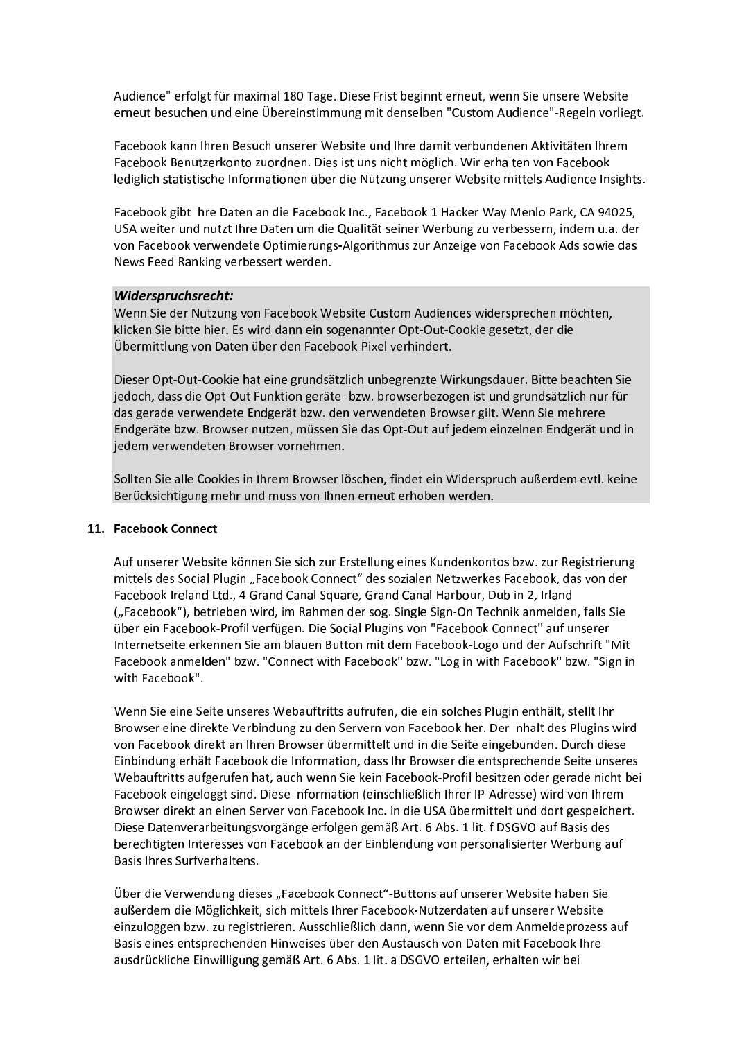Audience" erfolgt für maximal 180 Tage. Diese Frist beginnt erneut, wenn Sie unsere Website erneut besuchen und eine Übereinstimmung mit denselben "Custom Audience"-Regeln vorliegt.

Facebook kann Ihren Besuch unserer Website und Ihre damit verbundenen Aktivitäten Ihrem Facebook Benutzerkonto zuordnen. Dies ist uns nicht möglich. Wir erhalten von Facebook lediglich statistische Informationen über die Nutzung unserer Website mittels Audience Insights.

Facebook gibt Ihre Daten an die Facebook Inc., Facebook 1 Hacker Way Menlo Park, CA 94025, USA weiter und nutzt Ihre Daten um die Qualität seiner Werbung zu verbessern, indem u.a. der von Facebook verwendete Optimierungs-Algorithmus zur Anzeige von Facebook Ads sowie das News Feed Ranking verbessert werden.

***Widerspruchsrecht:***
Wenn Sie der Nutzung von Facebook Website Custom Audiences widersprechen möchten, klicken Sie bitte hier. Es wird dann ein sogenannter Opt-Out-Cookie gesetzt, der die Übermittlung von Daten über den Facebook-Pixel verhindert.

Dieser Opt-Out-Cookie hat eine grundsätzlich unbegrenzte Wirkungsdauer. Bitte beachten Sie jedoch, dass die Opt-Out Funktion geräte- bzw. browserbezogen ist und grundsätzlich nur für das gerade verwendete Endgerät bzw. den verwendeten Browser gilt. Wenn Sie mehrere Endgeräte bzw. Browser nutzen, müssen Sie das Opt-Out auf jedem einzelnen Endgerät und in jedem verwendeten Browser vornehmen.

Sollten Sie alle Cookies in Ihrem Browser löschen, findet ein Widerspruch außerdem evtl. keine Berücksichtigung mehr und muss von Ihnen erneut erhoben werden.

## 11. Facebook Connect

Auf unserer Website können Sie sich zur Erstellung eines Kundenkontos bzw. zur Registrierung mittels des Social Plugin „Facebook Connect" des sozialen Netzwerkes Facebook, das von der Facebook Ireland Ltd., 4 Grand Canal Square, Grand Canal Harbour, Dublin 2, Irland („Facebook"), betrieben wird, im Rahmen der sog. Single Sign-On Technik anmelden, falls Sie über ein Facebook-Profil verfügen. Die Social Plugins von "Facebook Connect" auf unserer Internetseite erkennen Sie am blauen Button mit dem Facebook-Logo und der Aufschrift "Mit Facebook anmelden" bzw. "Connect with Facebook" bzw. "Log in with Facebook" bzw. "Sign in with Facebook".

Wenn Sie eine Seite unseres Webauftritts aufrufen, die ein solches Plugin enthält, stellt Ihr Browser eine direkte Verbindung zu den Servern von Facebook her. Der Inhalt des Plugins wird von Facebook direkt an Ihren Browser übermittelt und in die Seite eingebunden. Durch diese Einbindung erhält Facebook die Information, dass Ihr Browser die entsprechende Seite unseres Webauftritts aufgerufen hat, auch wenn Sie kein Facebook-Profil besitzen oder gerade nicht bei Facebook eingeloggt sind. Diese Information (einschließlich Ihrer IP-Adresse) wird von Ihrem Browser direkt an einen Server von Facebook Inc. in die USA übermittelt und dort gespeichert. Diese Datenverarbeitungsvorgänge erfolgen gemäß Art. 6 Abs. 1 lit. f DSGVO auf Basis des berechtigten Interesses von Facebook an der Einblendung von personalisierter Werbung auf Basis Ihres Surfverhaltens.

Über die Verwendung dieses „Facebook Connect"-Buttons auf unserer Website haben Sie außerdem die Möglichkeit, sich mittels Ihrer Facebook-Nutzerdaten auf unserer Website einzuloggen bzw. zu registrieren. Ausschließlich dann, wenn Sie vor dem Anmeldeprozess auf Basis eines entsprechenden Hinweises über den Austausch von Daten mit Facebook Ihre ausdrückliche Einwilligung gemäß Art. 6 Abs. 1 lit. a DSGVO erteilen, erhalten wir bei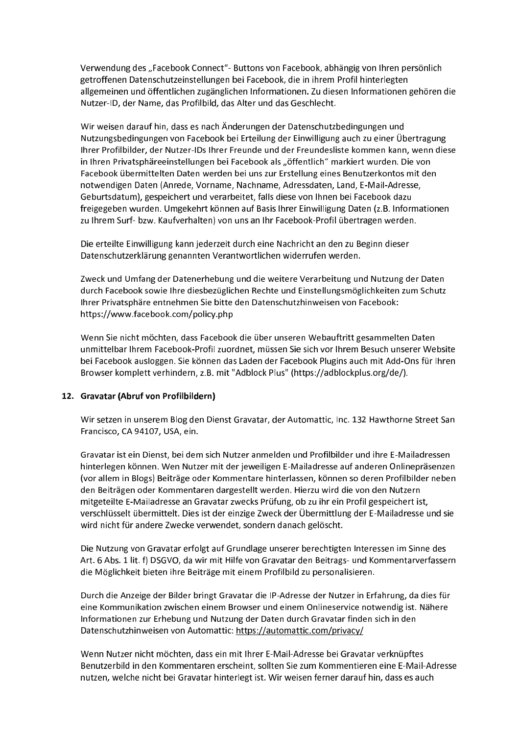Verwendung des „Facebook Connect"- Buttons von Facebook, abhängig von Ihren persönlich getroffenen Datenschutzeinstellungen bei Facebook, die in ihrem Profil hinterlegten allgemeinen und öffentlichen zugänglichen Informationen. Zu diesen Informationen gehören die Nutzer-ID, der Name, das Profilbild, das Alter und das Geschlecht.

Wir weisen darauf hin, dass es nach Änderungen der Datenschutzbedingungen und Nutzungsbedingungen von Facebook bei Erteilung der Einwilligung auch zu einer Übertragung Ihrer Profilbilder, der Nutzer-IDs Ihrer Freunde und der Freundesliste kommen kann, wenn diese in Ihren Privatsphäreeinstellungen bei Facebook als „öffentlich" markiert wurden. Die von Facebook übermittelten Daten werden bei uns zur Erstellung eines Benutzerkontos mit den notwendigen Daten (Anrede, Vorname, Nachname, Adressdaten, Land, E-Mail-Adresse, Geburtsdatum), gespeichert und verarbeitet, falls diese von Ihnen bei Facebook dazu freigegeben wurden. Umgekehrt können auf Basis Ihrer Einwilligung Daten (z.B. Informationen zu Ihrem Surf- bzw. Kaufverhalten) von uns an Ihr Facebook-Profil übertragen werden.

Die erteilte Einwilligung kann jederzeit durch eine Nachricht an den zu Beginn dieser Datenschutzerklärung genannten Verantwortlichen widerrufen werden.

Zweck und Umfang der Datenerhebung und die weitere Verarbeitung und Nutzung der Daten durch Facebook sowie Ihre diesbezüglichen Rechte und Einstellungsmöglichkeiten zum Schutz Ihrer Privatsphäre entnehmen Sie bitte den Datenschutzhinweisen von Facebook: https://www.facebook.com/policy.php

Wenn Sie nicht möchten, dass Facebook die über unseren Webauftritt gesammelten Daten unmittelbar Ihrem Facebook-Profil zuordnet, müssen Sie sich vor Ihrem Besuch unserer Website bei Facebook ausloggen. Sie können das Laden der Facebook Plugins auch mit Add-Ons für Ihren Browser komplett verhindern, z.B. mit "Adblock Plus" (https://adblockplus.org/de/).

## 12. Gravatar (Abruf von Profilbildern)

Wir setzen in unserem Blog den Dienst Gravatar, der Automattic, Inc. 132 Hawthorne Street San Francisco, CA 94107, USA, ein.

Gravatar ist ein Dienst, bei dem sich Nutzer anmelden und Profilbilder und ihre E-Mailadressen hinterlegen können. Wen Nutzer mit der jeweiligen E-Mailadresse auf anderen Onlinepräsenzen (vor allem in Blogs) Beiträge oder Kommentare hinterlassen, können so deren Profilbilder neben den Beiträgen oder Kommentaren dargestellt werden. Hierzu wird die von den Nutzern mitgeteilte E-Mailadresse an Gravatar zwecks Prüfung, ob zu ihr ein Profil gespeichert ist, verschlüsselt übermittelt. Dies ist der einzige Zweck der Übermittlung der E-Mailadresse und sie wird nicht für andere Zwecke verwendet, sondern danach gelöscht.

Die Nutzung von Gravatar erfolgt auf Grundlage unserer berechtigten Interessen im Sinne des Art. 6 Abs. 1 lit. f) DSGVO, da wir mit Hilfe von Gravatar den Beitrags- und Kommentarverfassern die Möglichkeit bieten ihre Beiträge mit einem Profilbild zu personalisieren.

Durch die Anzeige der Bilder bringt Gravatar die IP-Adresse der Nutzer in Erfahrung, da dies für eine Kommunikation zwischen einem Browser und einem Onlineservice notwendig ist. Nähere Informationen zur Erhebung und Nutzung der Daten durch Gravatar finden sich in den Datenschutzhinweisen von Automattic: https://automattic.com/privacy/

Wenn Nutzer nicht möchten, dass ein mit Ihrer E-Mail-Adresse bei Gravatar verknüpftes Benutzerbild in den Kommentaren erscheint, sollten Sie zum Kommentieren eine E-Mail-Adresse nutzen, welche nicht bei Gravatar hinterlegt ist. Wir weisen ferner darauf hin, dass es auch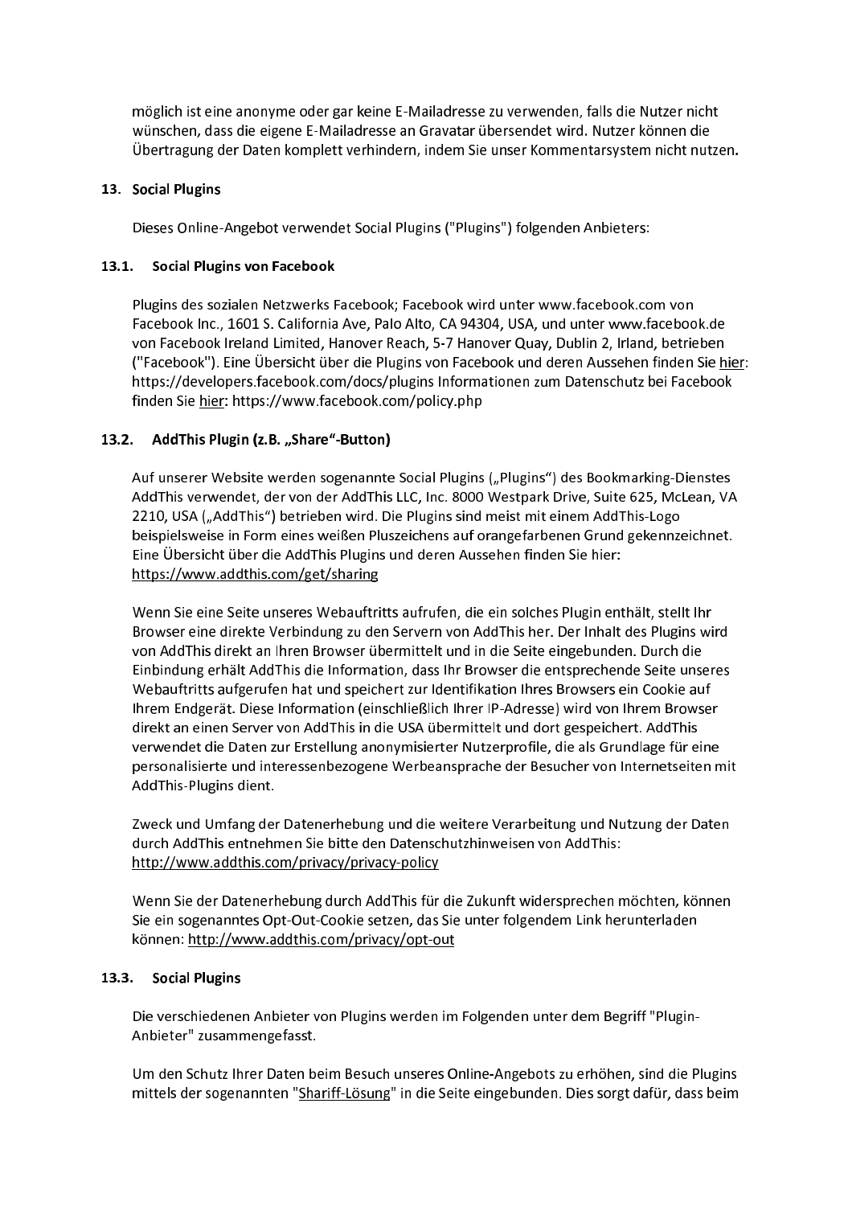möglich ist eine anonyme oder gar keine E-Mailadresse zu verwenden, falls die Nutzer nicht wünschen, dass die eigene E-Mailadresse an Gravatar übersendet wird. Nutzer können die Übertragung der Daten komplett verhindern, indem Sie unser Kommentarsystem nicht nutzen.

## 13. Social Plugins

Dieses Online-Angebot verwendet Social Plugins ("Plugins") folgenden Anbieters:

### 13.1. Social Plugins von Facebook

Plugins des sozialen Netzwerks Facebook; Facebook wird unter www.facebook.com von Facebook Inc., 1601 S. California Ave, Palo Alto, CA 94304, USA, und unter www.facebook.de von Facebook Ireland Limited, Hanover Reach, 5-7 Hanover Quay, Dublin 2, Irland, betrieben ("Facebook"). Eine Übersicht über die Plugins von Facebook und deren Aussehen finden Sie hier: https://developers.facebook.com/docs/plugins Informationen zum Datenschutz bei Facebook finden Sie hier: https://www.facebook.com/policy.php

### 13.2. AddThis Plugin (z.B. „Share“-Button)

Auf unserer Website werden sogenannte Social Plugins („Plugins“) des Bookmarking-Dienstes AddThis verwendet, der von der AddThis LLC, Inc. 8000 Westpark Drive, Suite 625, McLean, VA 2210, USA („AddThis“) betrieben wird. Die Plugins sind meist mit einem AddThis-Logo beispielsweise in Form eines weißen Pluszeichens auf orangefarbenen Grund gekennzeichnet. Eine Übersicht über die AddThis Plugins und deren Aussehen finden Sie hier: https://www.addthis.com/get/sharing

Wenn Sie eine Seite unseres Webauftritts aufrufen, die ein solches Plugin enthält, stellt Ihr Browser eine direkte Verbindung zu den Servern von AddThis her. Der Inhalt des Plugins wird von AddThis direkt an Ihren Browser übermittelt und in die Seite eingebunden. Durch die Einbindung erhält AddThis die Information, dass Ihr Browser die entsprechende Seite unseres Webauftritts aufgerufen hat und speichert zur Identifikation Ihres Browsers ein Cookie auf Ihrem Endgerät. Diese Information (einschließlich Ihrer IP-Adresse) wird von Ihrem Browser direkt an einen Server von AddThis in die USA übermittelt und dort gespeichert. AddThis verwendet die Daten zur Erstellung anonymisierter Nutzerprofile, die als Grundlage für eine personalisierte und interessenbezogene Werbeansprache der Besucher von Internetseiten mit AddThis-Plugins dient.

Zweck und Umfang der Datenerhebung und die weitere Verarbeitung und Nutzung der Daten durch AddThis entnehmen Sie bitte den Datenschutzhinweisen von AddThis: http://www.addthis.com/privacy/privacy-policy

Wenn Sie der Datenerhebung durch AddThis für die Zukunft widersprechen möchten, können Sie ein sogenanntes Opt-Out-Cookie setzen, das Sie unter folgendem Link herunterladen können: http://www.addthis.com/privacy/opt-out

### 13.3. Social Plugins

Die verschiedenen Anbieter von Plugins werden im Folgenden unter dem Begriff "Plugin-Anbieter" zusammengefasst.

Um den Schutz Ihrer Daten beim Besuch unseres Online-Angebots zu erhöhen, sind die Plugins mittels der sogenannten "Shariff-Lösung" in die Seite eingebunden. Dies sorgt dafür, dass beim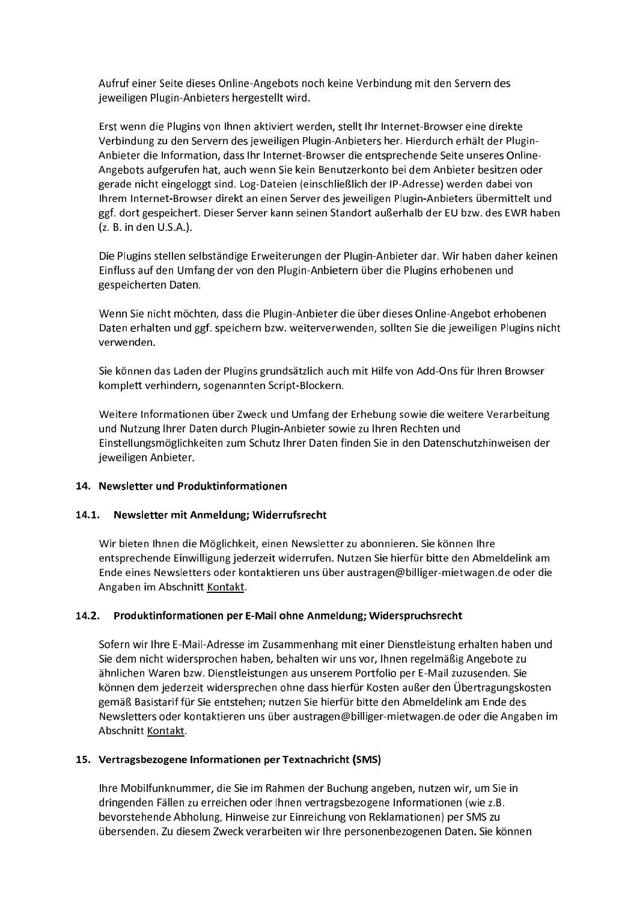Aufruf einer Seite dieses Online-Angebots noch keine Verbindung mit den Servern des jeweiligen Plugin-Anbieters hergestellt wird.

Erst wenn die Plugins von Ihnen aktiviert werden, stellt Ihr Internet-Browser eine direkte Verbindung zu den Servern des jeweiligen Plugin-Anbieters her. Hierdurch erhält der Plugin-Anbieter die Information, dass Ihr Internet-Browser die entsprechende Seite unseres Online-Angebots aufgerufen hat, auch wenn Sie kein Benutzerkonto bei dem Anbieter besitzen oder gerade nicht eingeloggt sind. Log-Dateien (einschließlich der IP-Adresse) werden dabei von Ihrem Internet-Browser direkt an einen Server des jeweiligen Plugin-Anbieters übermittelt und ggf. dort gespeichert. Dieser Server kann seinen Standort außerhalb der EU bzw. des EWR haben (z. B. in den U.S.A.).

Die Plugins stellen selbständige Erweiterungen der Plugin-Anbieter dar. Wir haben daher keinen Einfluss auf den Umfang der von den Plugin-Anbietern über die Plugins erhobenen und gespeicherten Daten.

Wenn Sie nicht möchten, dass die Plugin-Anbieter die über dieses Online-Angebot erhobenen Daten erhalten und ggf. speichern bzw. weiterverwenden, sollten Sie die jeweiligen Plugins nicht verwenden.

Sie können das Laden der Plugins grundsätzlich auch mit Hilfe von Add-Ons für Ihren Browser komplett verhindern, sogenannten Script-Blockern.

Weitere Informationen über Zweck und Umfang der Erhebung sowie die weitere Verarbeitung und Nutzung Ihrer Daten durch Plugin-Anbieter sowie zu Ihren Rechten und Einstellungsmöglichkeiten zum Schutz Ihrer Daten finden Sie in den Datenschutzhinweisen der jeweiligen Anbieter.

## 14. Newsletter und Produktinformationen

### 14.1. Newsletter mit Anmeldung; Widerrufsrecht

Wir bieten Ihnen die Möglichkeit, einen Newsletter zu abonnieren. Sie können Ihre entsprechende Einwilligung jederzeit widerrufen. Nutzen Sie hierfür bitte den Abmeldelink am Ende eines Newsletters oder kontaktieren uns über austragen@billiger-mietwagen.de oder die Angaben im Abschnitt Kontakt.

### 14.2. Produktinformationen per E-Mail ohne Anmeldung; Widerspruchsrecht

Sofern wir Ihre E-Mail-Adresse im Zusammenhang mit einer Dienstleistung erhalten haben und Sie dem nicht widersprochen haben, behalten wir uns vor, Ihnen regelmäßig Angebote zu ähnlichen Waren bzw. Dienstleistungen aus unserem Portfolio per E-Mail zuzusenden. Sie können dem jederzeit widersprechen ohne dass hierfür Kosten außer den Übertragungskosten gemäß Basistarif für Sie entstehen; nutzen Sie hierfür bitte den Abmeldelink am Ende des Newsletters oder kontaktieren uns über austragen@billiger-mietwagen.de oder die Angaben im Abschnitt Kontakt.

## 15. Vertragsbezogene Informationen per Textnachricht (SMS)

Ihre Mobilfunknummer, die Sie im Rahmen der Buchung angeben, nutzen wir, um Sie in dringenden Fällen zu erreichen oder Ihnen vertragsbezogene Informationen (wie z.B. bevorstehende Abholung, Hinweise zur Einreichung von Reklamationen) per SMS zu übersenden. Zu diesem Zweck verarbeiten wir Ihre personenbezogenen Daten. Sie können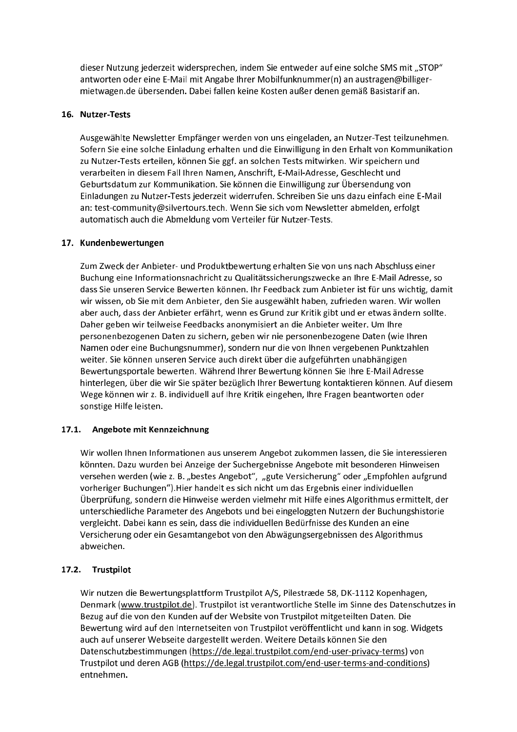dieser Nutzung jederzeit widersprechen, indem Sie entweder auf eine solche SMS mit „STOP" antworten oder eine E-Mail mit Angabe Ihrer Mobilfunknummer(n) an austragen@billiger-mietwagen.de übersenden. Dabei fallen keine Kosten außer denen gemäß Basistarif an.

## 16. Nutzer-Tests

Ausgewählte Newsletter Empfänger werden von uns eingeladen, an Nutzer-Test teilzunehmen. Sofern Sie eine solche Einladung erhalten und die Einwilligung in den Erhalt von Kommunikation zu Nutzer-Tests erteilen, können Sie ggf. an solchen Tests mitwirken. Wir speichern und verarbeiten in diesem Fall Ihren Namen, Anschrift, E-Mail-Adresse, Geschlecht und Geburtsdatum zur Kommunikation. Sie können die Einwilligung zur Übersendung von Einladungen zu Nutzer-Tests jederzeit widerrufen. Schreiben Sie uns dazu einfach eine E-Mail an: test-community@silvertours.tech. Wenn Sie sich vom Newsletter abmelden, erfolgt automatisch auch die Abmeldung vom Verteiler für Nutzer-Tests.

## 17. Kundenbewertungen

Zum Zweck der Anbieter- und Produktbewertung erhalten Sie von uns nach Abschluss einer Buchung eine Informationsnachricht zu Qualitätssicherungszwecke an Ihre E-Mail Adresse, so dass Sie unseren Service Bewerten können. Ihr Feedback zum Anbieter ist für uns wichtig, damit wir wissen, ob Sie mit dem Anbieter, den Sie ausgewählt haben, zufrieden waren. Wir wollen aber auch, dass der Anbieter erfährt, wenn es Grund zur Kritik gibt und er etwas ändern sollte. Daher geben wir teilweise Feedbacks anonymisiert an die Anbieter weiter. Um Ihre personenbezogenen Daten zu sichern, geben wir nie personenbezogene Daten (wie Ihren Namen oder eine Buchungsnummer), sondern nur die von Ihnen vergebenen Punktzahlen weiter. Sie können unseren Service auch direkt über die aufgeführten unabhängigen Bewertungsportale bewerten. Während Ihrer Bewertung können Sie Ihre E-Mail Adresse hinterlegen, über die wir Sie später bezüglich Ihrer Bewertung kontaktieren können. Auf diesem Wege können wir z. B. individuell auf Ihre Kritik eingehen, Ihre Fragen beantworten oder sonstige Hilfe leisten.

### 17.1. Angebote mit Kennzeichnung

Wir wollen Ihnen Informationen aus unserem Angebot zukommen lassen, die Sie interessieren könnten. Dazu wurden bei Anzeige der Suchergebnisse Angebote mit besonderen Hinweisen versehen werden (wie z. B. „bestes Angebot", „gute Versicherung" oder „Empfohlen aufgrund vorheriger Buchungen").Hier handelt es sich nicht um das Ergebnis einer individuellen Überprüfung, sondern die Hinweise werden vielmehr mit Hilfe eines Algorithmus ermittelt, der unterschiedliche Parameter des Angebots und bei eingeloggten Nutzern der Buchungshistorie vergleicht. Dabei kann es sein, dass die individuellen Bedürfnisse des Kunden an eine Versicherung oder ein Gesamtangebot von den Abwägungsergebnissen des Algorithmus abweichen.

### 17.2. Trustpilot

Wir nutzen die Bewertungsplattform Trustpilot A/S, Pilestræde 58, DK-1112 Kopenhagen, Denmark (www.trustpilot.de). Trustpilot ist verantwortliche Stelle im Sinne des Datenschutzes in Bezug auf die von den Kunden auf der Website von Trustpilot mitgeteilten Daten. Die Bewertung wird auf den Internetseiten von Trustpilot veröffentlicht und kann in sog. Widgets auch auf unserer Webseite dargestellt werden. Weitere Details können Sie den Datenschutzbestimmungen (https://de.legal.trustpilot.com/end-user-privacy-terms) von Trustpilot und deren AGB (https://de.legal.trustpilot.com/end-user-terms-and-conditions) entnehmen.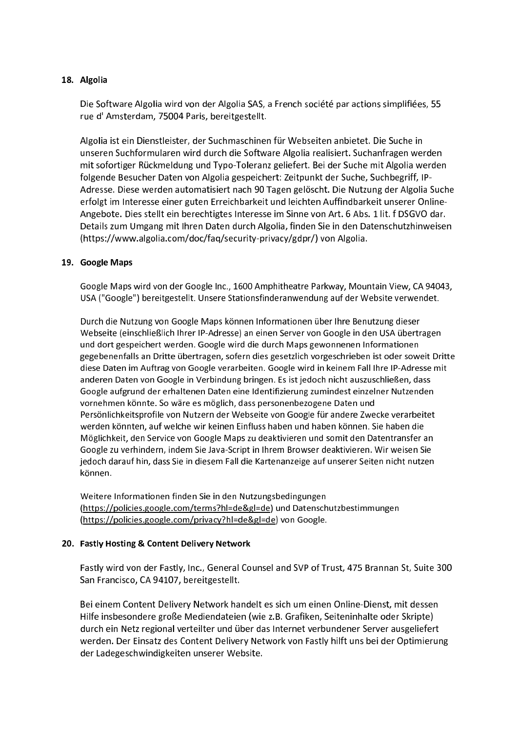## 18. Algolia

Die Software Algolia wird von der Algolia SAS, a French société par actions simplifiées, 55 rue d' Amsterdam, 75004 Paris, bereitgestellt.

Algolia ist ein Dienstleister, der Suchmaschinen für Webseiten anbietet. Die Suche in unseren Suchformularen wird durch die Software Algolia realisiert. Suchanfragen werden mit sofortiger Rückmeldung und Typo-Toleranz geliefert. Bei der Suche mit Algolia werden folgende Besucher Daten von Algolia gespeichert: Zeitpunkt der Suche, Suchbegriff, IP-Adresse. Diese werden automatisiert nach 90 Tagen gelöscht. Die Nutzung der Algolia Suche erfolgt im Interesse einer guten Erreichbarkeit und leichten Auffindbarkeit unserer Online-Angebote. Dies stellt ein berechtigtes Interesse im Sinne von Art. 6 Abs. 1 lit. f DSGVO dar. Details zum Umgang mit Ihren Daten durch Algolia, finden Sie in den Datenschutzhinweisen (https://www.algolia.com/doc/faq/security-privacy/gdpr/) von Algolia.

## 19. Google Maps

Google Maps wird von der Google Inc., 1600 Amphitheatre Parkway, Mountain View, CA 94043, USA ("Google") bereitgestellt. Unsere Stationsfinderanwendung auf der Website verwendet.

Durch die Nutzung von Google Maps können Informationen über Ihre Benutzung dieser Webseite (einschließlich Ihrer IP-Adresse) an einen Server von Google in den USA übertragen und dort gespeichert werden. Google wird die durch Maps gewonnenen Informationen gegebenenfalls an Dritte übertragen, sofern dies gesetzlich vorgeschrieben ist oder soweit Dritte diese Daten im Auftrag von Google verarbeiten. Google wird in keinem Fall Ihre IP-Adresse mit anderen Daten von Google in Verbindung bringen. Es ist jedoch nicht auszuschließen, dass Google aufgrund der erhaltenen Daten eine Identifizierung zumindest einzelner Nutzenden vornehmen könnte. So wäre es möglich, dass personenbezogene Daten und Persönlichkeitsprofile von Nutzern der Webseite von Google für andere Zwecke verarbeitet werden könnten, auf welche wir keinen Einfluss haben und haben können. Sie haben die Möglichkeit, den Service von Google Maps zu deaktivieren und somit den Datentransfer an Google zu verhindern, indem Sie Java-Script in Ihrem Browser deaktivieren. Wir weisen Sie jedoch darauf hin, dass Sie in diesem Fall die Kartenanzeige auf unserer Seiten nicht nutzen können.

Weitere Informationen finden Sie in den Nutzungsbedingungen (https://policies.google.com/terms?hl=de&gl=de) und Datenschutzbestimmungen (https://policies.google.com/privacy?hl=de&gl=de) von Google.

## 20. Fastly Hosting & Content Delivery Network

Fastly wird von der Fastly, Inc., General Counsel and SVP of Trust, 475 Brannan St, Suite 300 San Francisco, CA 94107, bereitgestellt.

Bei einem Content Delivery Network handelt es sich um einen Online-Dienst, mit dessen Hilfe insbesondere große Mediendateien (wie z.B. Grafiken, Seiteninhalte oder Skripte) durch ein Netz regional verteilter und über das Internet verbundener Server ausgeliefert werden. Der Einsatz des Content Delivery Network von Fastly hilft uns bei der Optimierung der Ladegeschwindigkeiten unserer Website.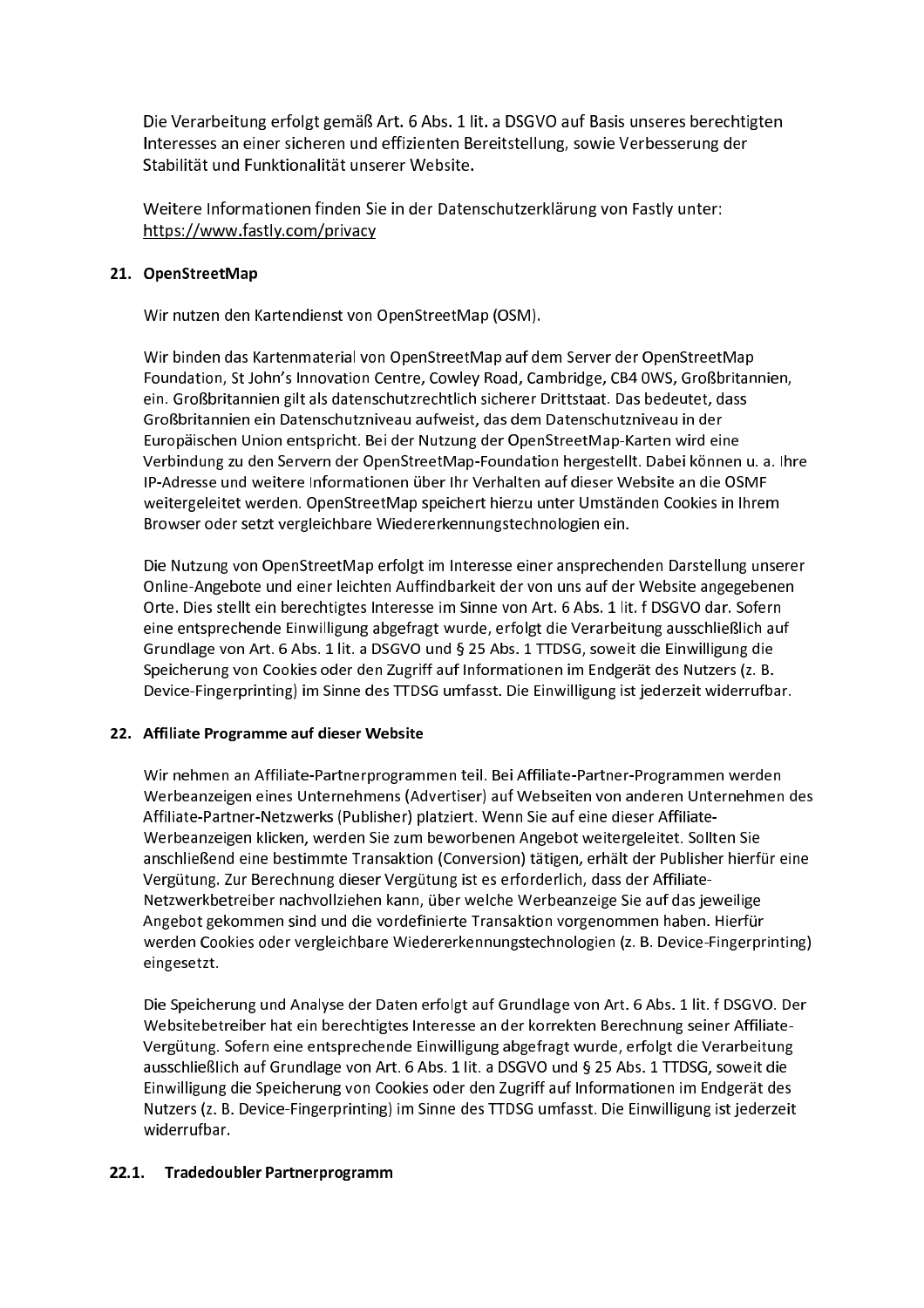Die Verarbeitung erfolgt gemäß Art. 6 Abs. 1 lit. a DSGVO auf Basis unseres berechtigten Interesses an einer sicheren und effizienten Bereitstellung, sowie Verbesserung der Stabilität und Funktionalität unserer Website.

Weitere Informationen finden Sie in der Datenschutzerklärung von Fastly unter: https://www.fastly.com/privacy

## 21. OpenStreetMap

Wir nutzen den Kartendienst von OpenStreetMap (OSM).

Wir binden das Kartenmaterial von OpenStreetMap auf dem Server der OpenStreetMap Foundation, St John's Innovation Centre, Cowley Road, Cambridge, CB4 0WS, Großbritannien, ein. Großbritannien gilt als datenschutzrechtlich sicherer Drittstaat. Das bedeutet, dass Großbritannien ein Datenschutzniveau aufweist, das dem Datenschutzniveau in der Europäischen Union entspricht. Bei der Nutzung der OpenStreetMap-Karten wird eine Verbindung zu den Servern der OpenStreetMap-Foundation hergestellt. Dabei können u. a. Ihre IP-Adresse und weitere Informationen über Ihr Verhalten auf dieser Website an die OSMF weitergeleitet werden. OpenStreetMap speichert hierzu unter Umständen Cookies in Ihrem Browser oder setzt vergleichbare Wiedererkennungstechnologien ein.

Die Nutzung von OpenStreetMap erfolgt im Interesse einer ansprechenden Darstellung unserer Online-Angebote und einer leichten Auffindbarkeit der von uns auf der Website angegebenen Orte. Dies stellt ein berechtigtes Interesse im Sinne von Art. 6 Abs. 1 lit. f DSGVO dar. Sofern eine entsprechende Einwilligung abgefragt wurde, erfolgt die Verarbeitung ausschließlich auf Grundlage von Art. 6 Abs. 1 lit. a DSGVO und § 25 Abs. 1 TTDSG, soweit die Einwilligung die Speicherung von Cookies oder den Zugriff auf Informationen im Endgerät des Nutzers (z. B. Device-Fingerprinting) im Sinne des TTDSG umfasst. Die Einwilligung ist jederzeit widerrufbar.

## 22. Affiliate Programme auf dieser Website

Wir nehmen an Affiliate-Partnerprogrammen teil. Bei Affiliate-Partner-Programmen werden Werbeanzeigen eines Unternehmens (Advertiser) auf Webseiten von anderen Unternehmen des Affiliate-Partner-Netzwerks (Publisher) platziert. Wenn Sie auf eine dieser Affiliate-Werbeanzeigen klicken, werden Sie zum beworbenen Angebot weitergeleitet. Sollten Sie anschließend eine bestimmte Transaktion (Conversion) tätigen, erhält der Publisher hierfür eine Vergütung. Zur Berechnung dieser Vergütung ist es erforderlich, dass der Affiliate-Netzwerkbetreiber nachvollziehen kann, über welche Werbeanzeige Sie auf das jeweilige Angebot gekommen sind und die vordefinierte Transaktion vorgenommen haben. Hierfür werden Cookies oder vergleichbare Wiedererkennungstechnologien (z. B. Device-Fingerprinting) eingesetzt.

Die Speicherung und Analyse der Daten erfolgt auf Grundlage von Art. 6 Abs. 1 lit. f DSGVO. Der Websitebetreiber hat ein berechtigtes Interesse an der korrekten Berechnung seiner Affiliate-Vergütung. Sofern eine entsprechende Einwilligung abgefragt wurde, erfolgt die Verarbeitung ausschließlich auf Grundlage von Art. 6 Abs. 1 lit. a DSGVO und § 25 Abs. 1 TTDSG, soweit die Einwilligung die Speicherung von Cookies oder den Zugriff auf Informationen im Endgerät des Nutzers (z. B. Device-Fingerprinting) im Sinne des TTDSG umfasst. Die Einwilligung ist jederzeit widerrufbar.

### 22.1. Tradedoubler Partnerprogramm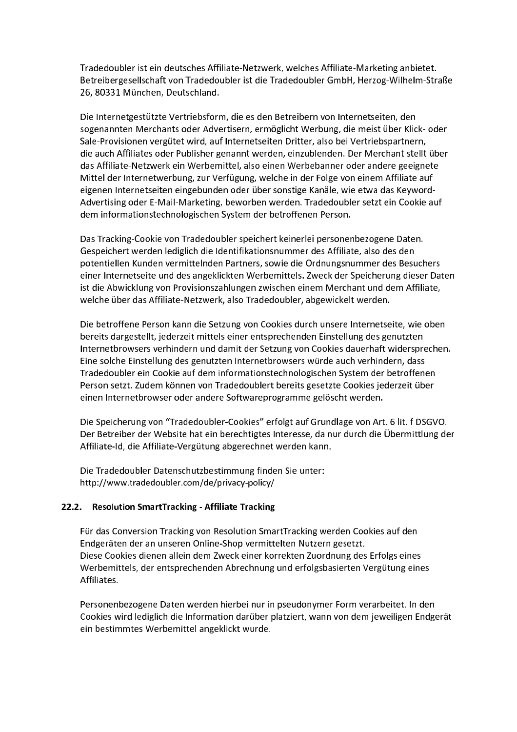Tradedoubler ist ein deutsches Affiliate-Netzwerk, welches Affiliate-Marketing anbietet. Betreibergesellschaft von Tradedoubler ist die Tradedoubler GmbH, Herzog-Wilhelm-Straße 26, 80331 München, Deutschland.

Die Internetgestützte Vertriebsform, die es den Betreibern von Internetseiten, den sogenannten Merchants oder Advertisern, ermöglicht Werbung, die meist über Klick- oder Sale-Provisionen vergütet wird, auf Internetseiten Dritter, also bei Vertriebspartnern, die auch Affiliates oder Publisher genannt werden, einzublenden. Der Merchant stellt über das Affiliate-Netzwerk ein Werbemittel, also einen Werbebanner oder andere geeignete Mittel der Internetwerbung, zur Verfügung, welche in der Folge von einem Affiliate auf eigenen Internetseiten eingebunden oder über sonstige Kanäle, wie etwa das Keyword-Advertising oder E-Mail-Marketing, beworben werden. Tradedoubler setzt ein Cookie auf dem informationstechnologischen System der betroffenen Person.

Das Tracking-Cookie von Tradedoubler speichert keinerlei personenbezogene Daten. Gespeichert werden lediglich die Identifikationsnummer des Affiliate, also des den potentiellen Kunden vermittelnden Partners, sowie die Ordnungsnummer des Besuchers einer Internetseite und des angeklickten Werbemittels. Zweck der Speicherung dieser Daten ist die Abwicklung von Provisionszahlungen zwischen einem Merchant und dem Affiliate, welche über das Affiliate-Netzwerk, also Tradedoubler, abgewickelt werden.

Die betroffene Person kann die Setzung von Cookies durch unsere Internetseite, wie oben bereits dargestellt, jederzeit mittels einer entsprechenden Einstellung des genutzten Internetbrowsers verhindern und damit der Setzung von Cookies dauerhaft widersprechen. Eine solche Einstellung des genutzten Internetbrowsers würde auch verhindern, dass Tradedoubler ein Cookie auf dem informationstechnologischen System der betroffenen Person setzt. Zudem können von Tradedoublert bereits gesetzte Cookies jederzeit über einen Internetbrowser oder andere Softwareprogramme gelöscht werden.

Die Speicherung von "Tradedoubler-Cookies" erfolgt auf Grundlage von Art. 6 lit. f DSGVO. Der Betreiber der Website hat ein berechtigtes Interesse, da nur durch die Übermittlung der Affiliate-Id, die Affiliate-Vergütung abgerechnet werden kann.

Die Tradedoubler Datenschutzbestimmung finden Sie unter:
http://www.tradedoubler.com/de/privacy-policy/

### 22.2. Resolution SmartTracking - Affiliate Tracking

Für das Conversion Tracking von Resolution SmartTracking werden Cookies auf den Endgeräten der an unseren Online-Shop vermittelten Nutzern gesetzt.
Diese Cookies dienen allein dem Zweck einer korrekten Zuordnung des Erfolgs eines Werbemittels, der entsprechenden Abrechnung und erfolgsbasierten Vergütung eines Affiliates.

Personenbezogene Daten werden hierbei nur in pseudonymer Form verarbeitet. In den Cookies wird lediglich die Information darüber platziert, wann von dem jeweiligen Endgerät ein bestimmtes Werbemittel angeklickt wurde.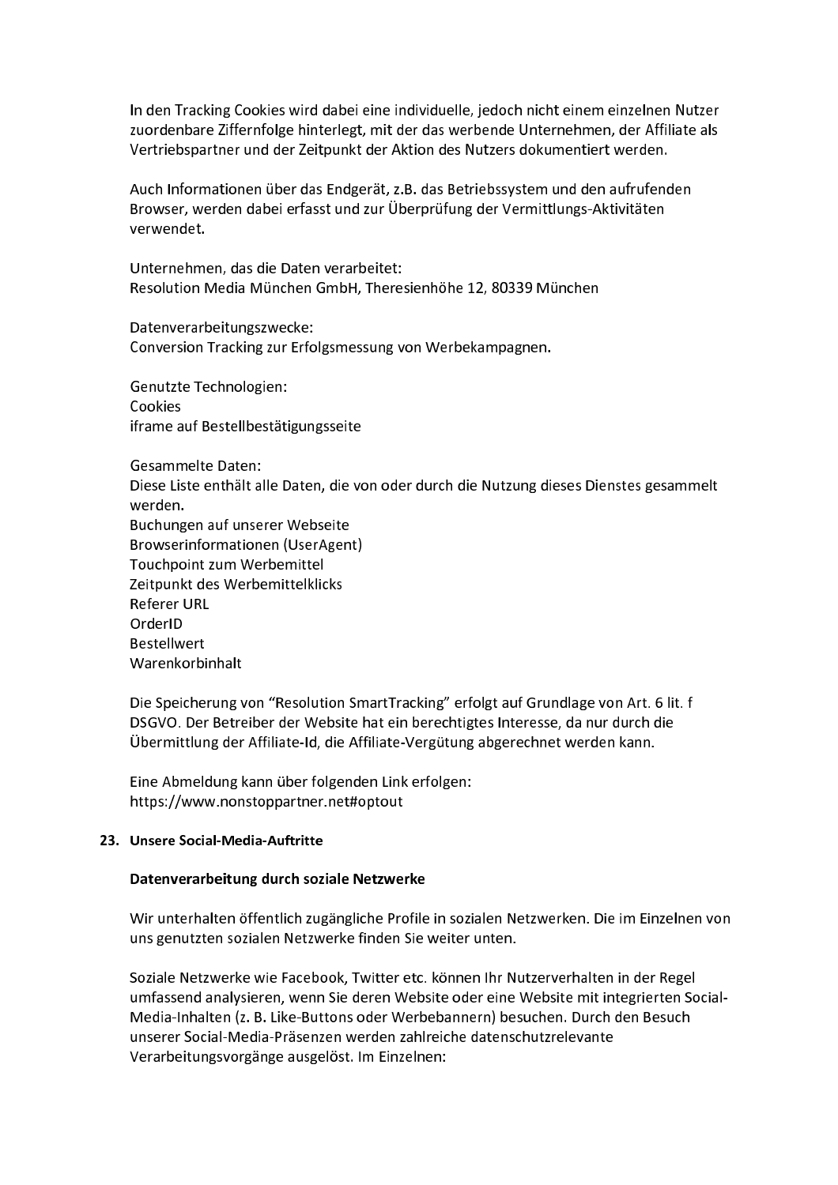In den Tracking Cookies wird dabei eine individuelle, jedoch nicht einem einzelnen Nutzer zuordenbare Ziffernfolge hinterlegt, mit der das werbende Unternehmen, der Affiliate als Vertriebspartner und der Zeitpunkt der Aktion des Nutzers dokumentiert werden.

Auch Informationen über das Endgerät, z.B. das Betriebssystem und den aufrufenden Browser, werden dabei erfasst und zur Überprüfung der Vermittlungs-Aktivitäten verwendet.

Unternehmen, das die Daten verarbeitet:
Resolution Media München GmbH, Theresienhöhe 12, 80339 München

Datenverarbeitungszwecke:
Conversion Tracking zur Erfolgsmessung von Werbekampagnen.

Genutzte Technologien:
Cookies
iframe auf Bestellbestätigungsseite

Gesammelte Daten:
Diese Liste enthält alle Daten, die von oder durch die Nutzung dieses Dienstes gesammelt werden.
Buchungen auf unserer Webseite
Browserinformationen (UserAgent)
Touchpoint zum Werbemittel
Zeitpunkt des Werbemittelklicks
Referer URL
OrderID
Bestellwert
Warenkorbinhalt

Die Speicherung von "Resolution SmartTracking" erfolgt auf Grundlage von Art. 6 lit. f DSGVO. Der Betreiber der Website hat ein berechtigtes Interesse, da nur durch die Übermittlung der Affiliate-Id, die Affiliate-Vergütung abgerechnet werden kann.

Eine Abmeldung kann über folgenden Link erfolgen:
https://www.nonstoppartner.net#optout

## 23. Unsere Social-Media-Auftritte

### Datenverarbeitung durch soziale Netzwerke

Wir unterhalten öffentlich zugängliche Profile in sozialen Netzwerken. Die im Einzelnen von uns genutzten sozialen Netzwerke finden Sie weiter unten.

Soziale Netzwerke wie Facebook, Twitter etc. können Ihr Nutzerverhalten in der Regel umfassend analysieren, wenn Sie deren Website oder eine Website mit integrierten Social-Media-Inhalten (z. B. Like-Buttons oder Werbebannern) besuchen. Durch den Besuch unserer Social-Media-Präsenzen werden zahlreiche datenschutzrelevante Verarbeitungsvorgänge ausgelöst. Im Einzelnen: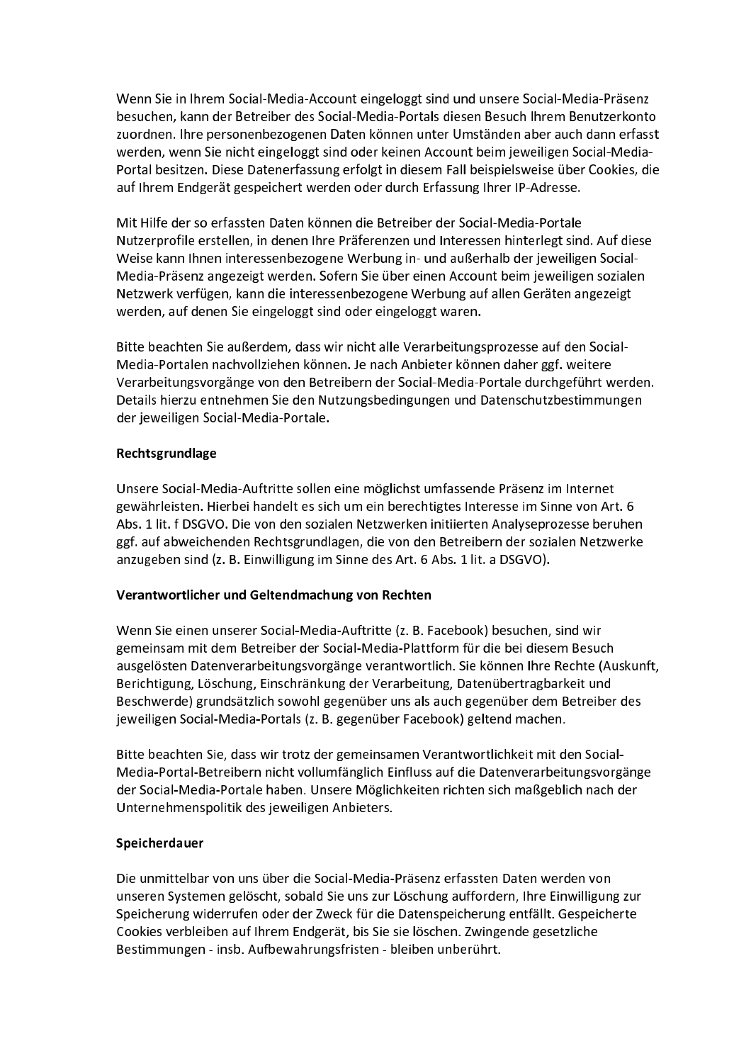Wenn Sie in Ihrem Social-Media-Account eingeloggt sind und unsere Social-Media-Präsenz besuchen, kann der Betreiber des Social-Media-Portals diesen Besuch Ihrem Benutzerkonto zuordnen. Ihre personenbezogenen Daten können unter Umständen aber auch dann erfasst werden, wenn Sie nicht eingeloggt sind oder keinen Account beim jeweiligen Social-Media-Portal besitzen. Diese Datenerfassung erfolgt in diesem Fall beispielsweise über Cookies, die auf Ihrem Endgerät gespeichert werden oder durch Erfassung Ihrer IP-Adresse.

Mit Hilfe der so erfassten Daten können die Betreiber der Social-Media-Portale Nutzerprofile erstellen, in denen Ihre Präferenzen und Interessen hinterlegt sind. Auf diese Weise kann Ihnen interessenbezogene Werbung in- und außerhalb der jeweiligen Social-Media-Präsenz angezeigt werden. Sofern Sie über einen Account beim jeweiligen sozialen Netzwerk verfügen, kann die interessenbezogene Werbung auf allen Geräten angezeigt werden, auf denen Sie eingeloggt sind oder eingeloggt waren.

Bitte beachten Sie außerdem, dass wir nicht alle Verarbeitungsprozesse auf den Social-Media-Portalen nachvollziehen können. Je nach Anbieter können daher ggf. weitere Verarbeitungsvorgänge von den Betreibern der Social-Media-Portale durchgeführt werden. Details hierzu entnehmen Sie den Nutzungsbedingungen und Datenschutzbestimmungen der jeweiligen Social-Media-Portale.

**Rechtsgrundlage**

Unsere Social-Media-Auftritte sollen eine möglichst umfassende Präsenz im Internet gewährleisten. Hierbei handelt es sich um ein berechtigtes Interesse im Sinne von Art. 6 Abs. 1 lit. f DSGVO. Die von den sozialen Netzwerken initiierten Analyseprozesse beruhen ggf. auf abweichenden Rechtsgrundlagen, die von den Betreibern der sozialen Netzwerke anzugeben sind (z. B. Einwilligung im Sinne des Art. 6 Abs. 1 lit. a DSGVO).

**Verantwortlicher und Geltendmachung von Rechten**

Wenn Sie einen unserer Social-Media-Auftritte (z. B. Facebook) besuchen, sind wir gemeinsam mit dem Betreiber der Social-Media-Plattform für die bei diesem Besuch ausgelösten Datenverarbeitungsvorgänge verantwortlich. Sie können Ihre Rechte (Auskunft, Berichtigung, Löschung, Einschränkung der Verarbeitung, Datenübertragbarkeit und Beschwerde) grundsätzlich sowohl gegenüber uns als auch gegenüber dem Betreiber des jeweiligen Social-Media-Portals (z. B. gegenüber Facebook) geltend machen.

Bitte beachten Sie, dass wir trotz der gemeinsamen Verantwortlichkeit mit den Social-Media-Portal-Betreibern nicht vollumfänglich Einfluss auf die Datenverarbeitungsvorgänge der Social-Media-Portale haben. Unsere Möglichkeiten richten sich maßgeblich nach der Unternehmenspolitik des jeweiligen Anbieters.

**Speicherdauer**

Die unmittelbar von uns über die Social-Media-Präsenz erfassten Daten werden von unseren Systemen gelöscht, sobald Sie uns zur Löschung auffordern, Ihre Einwilligung zur Speicherung widerrufen oder der Zweck für die Datenspeicherung entfällt. Gespeicherte Cookies verbleiben auf Ihrem Endgerät, bis Sie sie löschen. Zwingende gesetzliche Bestimmungen - insb. Aufbewahrungsfristen - bleiben unberührt.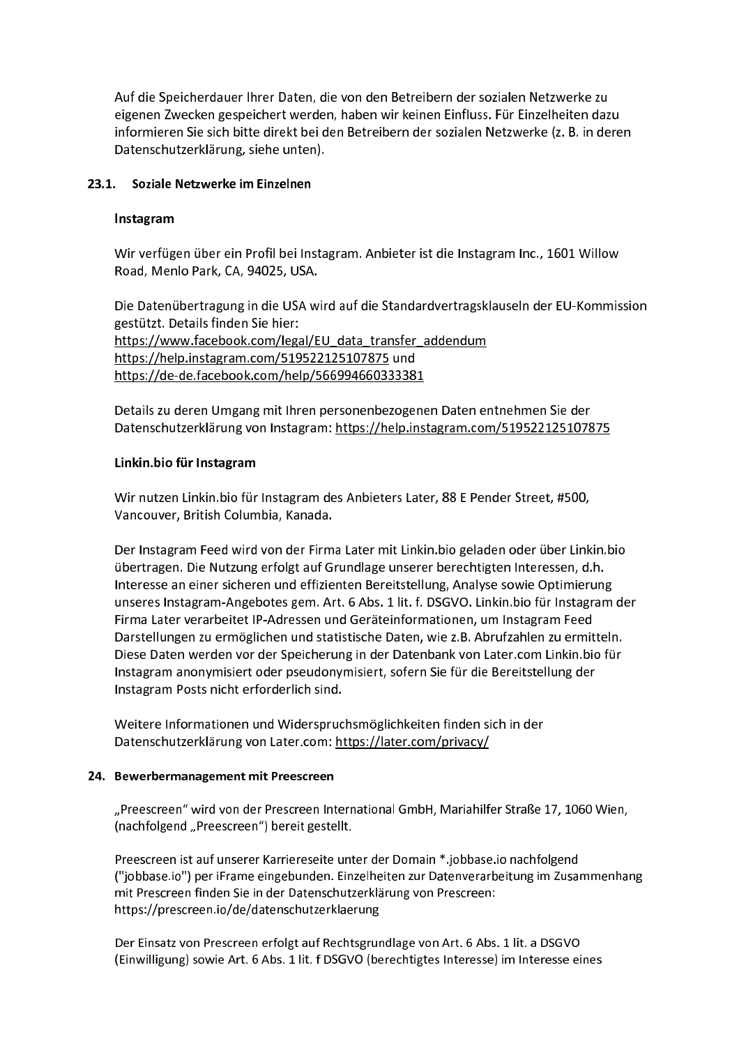Auf die Speicherdauer Ihrer Daten, die von den Betreibern der sozialen Netzwerke zu eigenen Zwecken gespeichert werden, haben wir keinen Einfluss. Für Einzelheiten dazu informieren Sie sich bitte direkt bei den Betreibern der sozialen Netzwerke (z. B. in deren Datenschutzerklärung, siehe unten).

### 23.1. Soziale Netzwerke im Einzelnen

**Instagram**

Wir verfügen über ein Profil bei Instagram. Anbieter ist die Instagram Inc., 1601 Willow Road, Menlo Park, CA, 94025, USA.

Die Datenübertragung in die USA wird auf die Standardvertragsklauseln der EU-Kommission gestützt. Details finden Sie hier:
https://www.facebook.com/legal/EU_data_transfer_addendum
https://help.instagram.com/519522125107875 und
https://de-de.facebook.com/help/566994660333381

Details zu deren Umgang mit Ihren personenbezogenen Daten entnehmen Sie der Datenschutzerklärung von Instagram: https://help.instagram.com/519522125107875

**Linkin.bio für Instagram**

Wir nutzen Linkin.bio für Instagram des Anbieters Later, 88 E Pender Street, #500, Vancouver, British Columbia, Kanada.

Der Instagram Feed wird von der Firma Later mit Linkin.bio geladen oder über Linkin.bio übertragen. Die Nutzung erfolgt auf Grundlage unserer berechtigten Interessen, d.h. Interesse an einer sicheren und effizienten Bereitstellung, Analyse sowie Optimierung unseres Instagram-Angebotes gem. Art. 6 Abs. 1 lit. f. DSGVO. Linkin.bio für Instagram der Firma Later verarbeitet IP-Adressen und Geräteinformationen, um Instagram Feed Darstellungen zu ermöglichen und statistische Daten, wie z.B. Abrufzahlen zu ermitteln. Diese Daten werden vor der Speicherung in der Datenbank von Later.com Linkin.bio für Instagram anonymisiert oder pseudonymisiert, sofern Sie für die Bereitstellung der Instagram Posts nicht erforderlich sind.

Weitere Informationen und Widerspruchsmöglichkeiten finden sich in der Datenschutzerklärung von Later.com: https://later.com/privacy/

## 24. Bewerbermanagement mit Preescreen

„Preescreen" wird von der Prescreen International GmbH, Mariahilfer Straße 17, 1060 Wien, (nachfolgend „Preescreen") bereit gestellt.

Preescreen ist auf unserer Karriereseite unter der Domain *.jobbase.io nachfolgend ("jobbase.io") per iFrame eingebunden. Einzelheiten zur Datenverarbeitung im Zusammenhang mit Prescreen finden Sie in der Datenschutzerklärung von Prescreen: https://prescreen.io/de/datenschutzerklaerung

Der Einsatz von Prescreen erfolgt auf Rechtsgrundlage von Art. 6 Abs. 1 lit. a DSGVO (Einwilligung) sowie Art. 6 Abs. 1 lit. f DSGVO (berechtigtes Interesse) im Interesse eines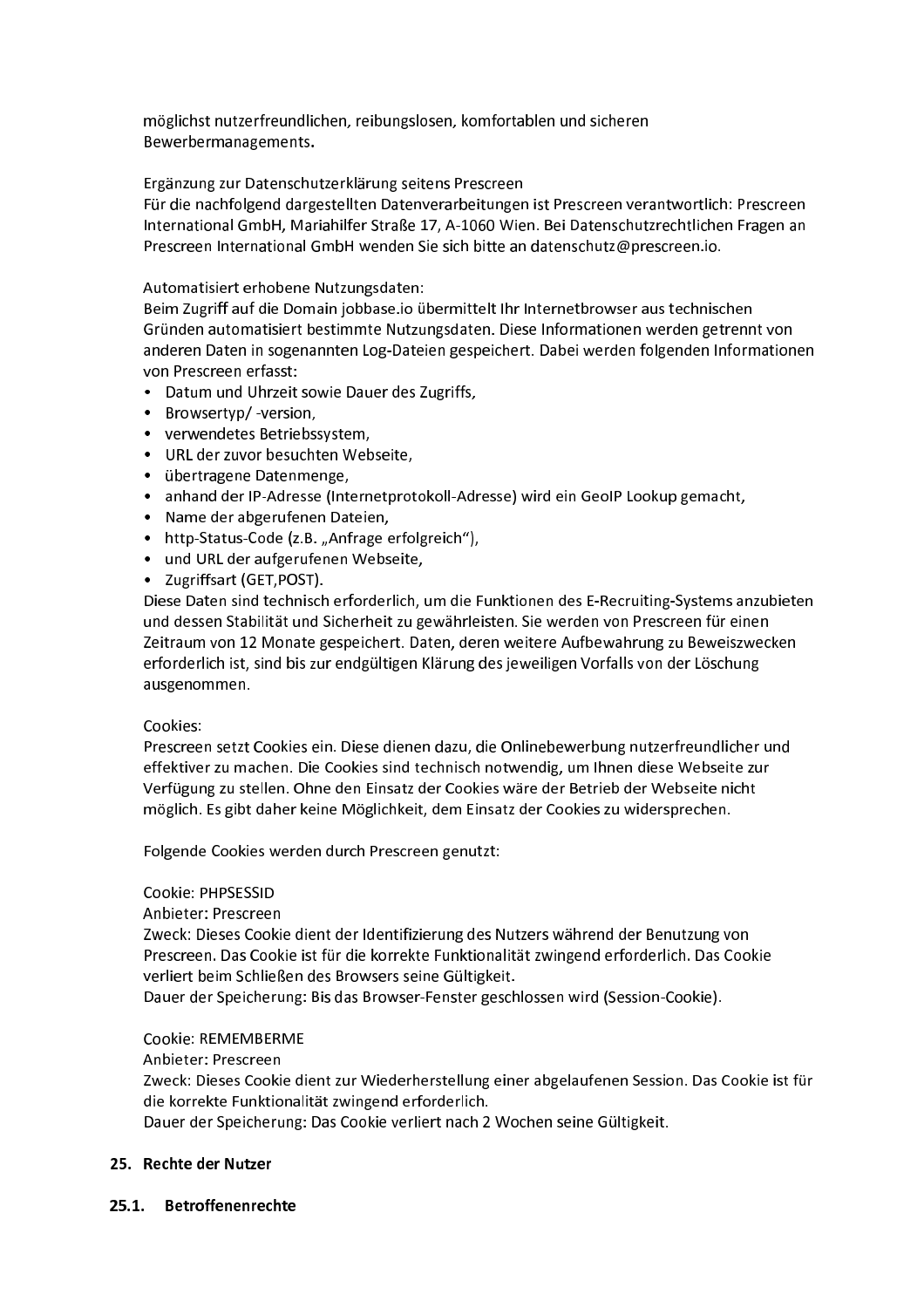möglichst nutzerfreundlichen, reibungslosen, komfortablen und sicheren Bewerbermanagements.

Ergänzung zur Datenschutzerklärung seitens Prescreen
Für die nachfolgend dargestellten Datenverarbeitungen ist Prescreen verantwortlich: Prescreen International GmbH, Mariahilfer Straße 17, A-1060 Wien. Bei Datenschutzrechtlichen Fragen an Prescreen International GmbH wenden Sie sich bitte an datenschutz@prescreen.io.

Automatisiert erhobene Nutzungsdaten:
Beim Zugriff auf die Domain jobbase.io übermittelt Ihr Internetbrowser aus technischen Gründen automatisiert bestimmte Nutzungsdaten. Diese Informationen werden getrennt von anderen Daten in sogenannten Log-Dateien gespeichert. Dabei werden folgenden Informationen von Prescreen erfasst:

- Datum und Uhrzeit sowie Dauer des Zugriffs,
- Browsertyp/ -version,
- verwendetes Betriebssystem,
- URL der zuvor besuchten Webseite,
- übertragene Datenmenge,
- anhand der IP-Adresse (Internetprotokoll-Adresse) wird ein GeoIP Lookup gemacht,
- Name der abgerufenen Dateien,
- http-Status-Code (z.B. „Anfrage erfolgreich"),
- und URL der aufgerufenen Webseite,
- Zugriffsart (GET,POST).

Diese Daten sind technisch erforderlich, um die Funktionen des E-Recruiting-Systems anzubieten und dessen Stabilität und Sicherheit zu gewährleisten. Sie werden von Prescreen für einen Zeitraum von 12 Monate gespeichert. Daten, deren weitere Aufbewahrung zu Beweiszwecken erforderlich ist, sind bis zur endgültigen Klärung des jeweiligen Vorfalls von der Löschung ausgenommen.

Cookies:
Prescreen setzt Cookies ein. Diese dienen dazu, die Onlinebewerbung nutzerfreundlicher und effektiver zu machen. Die Cookies sind technisch notwendig, um Ihnen diese Webseite zur Verfügung zu stellen. Ohne den Einsatz der Cookies wäre der Betrieb der Webseite nicht möglich. Es gibt daher keine Möglichkeit, dem Einsatz der Cookies zu widersprechen.

Folgende Cookies werden durch Prescreen genutzt:

Cookie: PHPSESSID
Anbieter: Prescreen
Zweck: Dieses Cookie dient der Identifizierung des Nutzers während der Benutzung von Prescreen. Das Cookie ist für die korrekte Funktionalität zwingend erforderlich. Das Cookie verliert beim Schließen des Browsers seine Gültigkeit.
Dauer der Speicherung: Bis das Browser-Fenster geschlossen wird (Session-Cookie).

Cookie: REMEMBERME
Anbieter: Prescreen
Zweck: Dieses Cookie dient zur Wiederherstellung einer abgelaufenen Session. Das Cookie ist für die korrekte Funktionalität zwingend erforderlich.
Dauer der Speicherung: Das Cookie verliert nach 2 Wochen seine Gültigkeit.

## 25. Rechte der Nutzer

### 25.1. Betroffenenrechte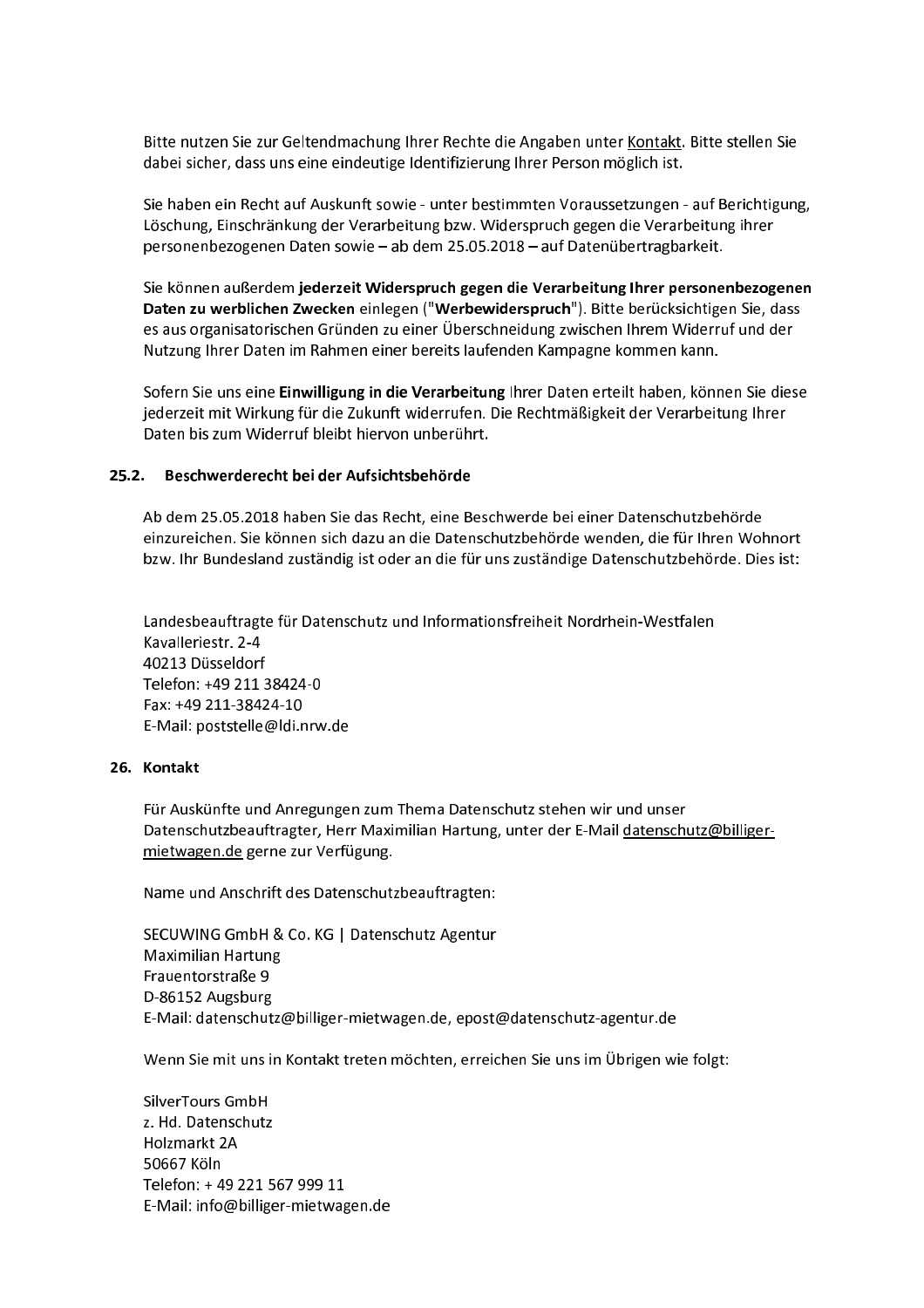Bitte nutzen Sie zur Geltendmachung Ihrer Rechte die Angaben unter Kontakt. Bitte stellen Sie dabei sicher, dass uns eine eindeutige Identifizierung Ihrer Person möglich ist.

Sie haben ein Recht auf Auskunft sowie - unter bestimmten Voraussetzungen - auf Berichtigung, Löschung, Einschränkung der Verarbeitung bzw. Widerspruch gegen die Verarbeitung ihrer personenbezogenen Daten sowie – ab dem 25.05.2018 – auf Datenübertragbarkeit.

Sie können außerdem **jederzeit Widerspruch gegen die Verarbeitung Ihrer personenbezogenen Daten zu werblichen Zwecken** einlegen ("**Werbewiderspruch**"). Bitte berücksichtigen Sie, dass es aus organisatorischen Gründen zu einer Überschneidung zwischen Ihrem Widerruf und der Nutzung Ihrer Daten im Rahmen einer bereits laufenden Kampagne kommen kann.

Sofern Sie uns eine **Einwilligung in die Verarbeitung** Ihrer Daten erteilt haben, können Sie diese jederzeit mit Wirkung für die Zukunft widerrufen. Die Rechtmäßigkeit der Verarbeitung Ihrer Daten bis zum Widerruf bleibt hiervon unberührt.

### 25.2. Beschwerderecht bei der Aufsichtsbehörde

Ab dem 25.05.2018 haben Sie das Recht, eine Beschwerde bei einer Datenschutzbehörde einzureichen. Sie können sich dazu an die Datenschutzbehörde wenden, die für Ihren Wohnort bzw. Ihr Bundesland zuständig ist oder an die für uns zuständige Datenschutzbehörde. Dies ist:

Landesbeauftragte für Datenschutz und Informationsfreiheit Nordrhein-Westfalen
Kavalleriestr. 2-4
40213 Düsseldorf
Telefon: +49 211 38424-0
Fax: +49 211-38424-10
E-Mail: poststelle@ldi.nrw.de

## 26. Kontakt

Für Auskünfte und Anregungen zum Thema Datenschutz stehen wir und unser Datenschutzbeauftragter, Herr Maximilian Hartung, unter der E-Mail datenschutz@billiger-mietwagen.de gerne zur Verfügung.

Name und Anschrift des Datenschutzbeauftragten:

SECUWING GmbH & Co. KG | Datenschutz Agentur
Maximilian Hartung
Frauentorstraße 9
D-86152 Augsburg
E-Mail: datenschutz@billiger-mietwagen.de, epost@datenschutz-agentur.de

Wenn Sie mit uns in Kontakt treten möchten, erreichen Sie uns im Übrigen wie folgt:

SilverTours GmbH
z. Hd. Datenschutz
Holzmarkt 2A
50667 Köln
Telefon: + 49 221 567 999 11
E-Mail: info@billiger-mietwagen.de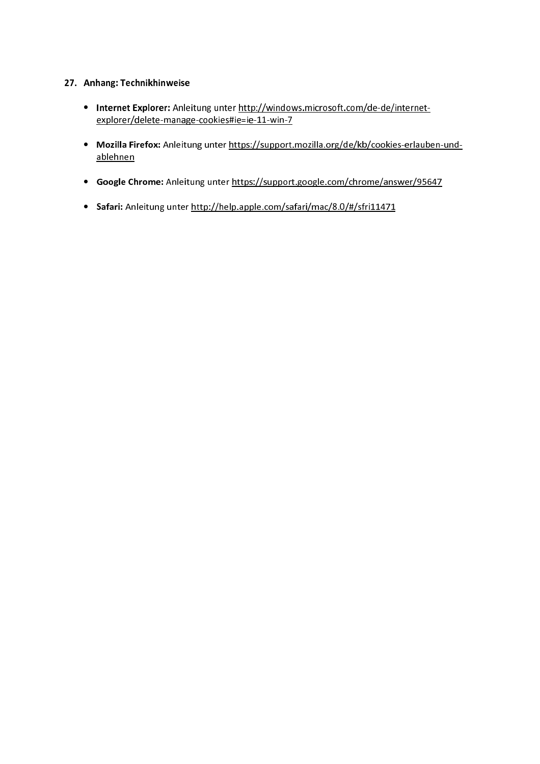## 27. Anhang: Technikhinweise

- **Internet Explorer:** Anleitung unter http://windows.microsoft.com/de-de/internet-explorer/delete-manage-cookies#ie=ie-11-win-7

- **Mozilla Firefox:** Anleitung unter https://support.mozilla.org/de/kb/cookies-erlauben-und-ablehnen

- **Google Chrome:** Anleitung unter https://support.google.com/chrome/answer/95647

- **Safari:** Anleitung unter http://help.apple.com/safari/mac/8.0/#/sfri11471